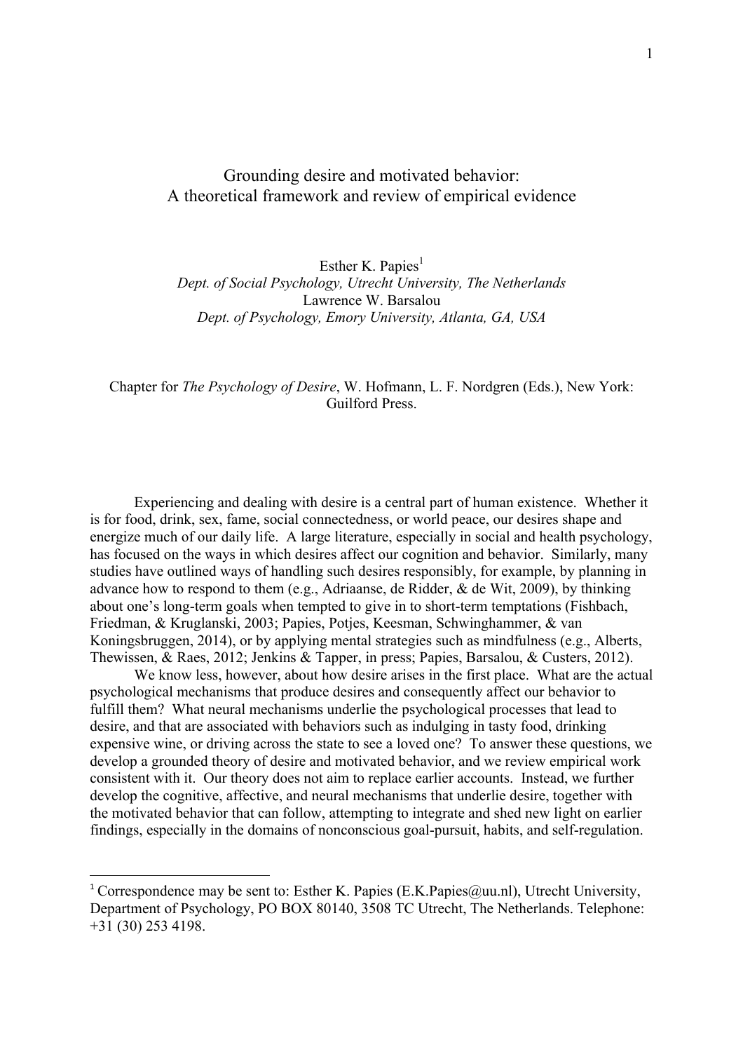# Grounding desire and motivated behavior: A theoretical framework and review of empirical evidence

Esther K. Papies[1]
*Dept. of Social Psychology, Utrecht University, The Netherlands*
Lawrence W. Barsalou
*Dept. of Psychology, Emory University, Atlanta, GA, USA*

Chapter for *The Psychology of Desire*, W. Hofmann, L. F. Nordgren (Eds.), New York: Guilford Press.

Experiencing and dealing with desire is a central part of human existence. Whether it is for food, drink, sex, fame, social connectedness, or world peace, our desires shape and energize much of our daily life. A large literature, especially in social and health psychology, has focused on the ways in which desires affect our cognition and behavior. Similarly, many studies have outlined ways of handling such desires responsibly, for example, by planning in advance how to respond to them (e.g., Adriaanse, de Ridder, & de Wit, 2009), by thinking about one's long-term goals when tempted to give in to short-term temptations (Fishbach, Friedman, & Kruglanski, 2003; Papies, Potjes, Keesman, Schwinghammer, & van Koningsbruggen, 2014), or by applying mental strategies such as mindfulness (e.g., Alberts, Thewissen, & Raes, 2012; Jenkins & Tapper, in press; Papies, Barsalou, & Custers, 2012).

We know less, however, about how desire arises in the first place. What are the actual psychological mechanisms that produce desires and consequently affect our behavior to fulfill them? What neural mechanisms underlie the psychological processes that lead to desire, and that are associated with behaviors such as indulging in tasty food, drinking expensive wine, or driving across the state to see a loved one? To answer these questions, we develop a grounded theory of desire and motivated behavior, and we review empirical work consistent with it. Our theory does not aim to replace earlier accounts. Instead, we further develop the cognitive, affective, and neural mechanisms that underlie desire, together with the motivated behavior that can follow, attempting to integrate and shed new light on earlier findings, especially in the domains of nonconscious goal-pursuit, habits, and self-regulation.

[1] Correspondence may be sent to: Esther K. Papies (E.K.Papies@uu.nl), Utrecht University, Department of Psychology, PO BOX 80140, 3508 TC Utrecht, The Netherlands. Telephone: +31 (30) 253 4198.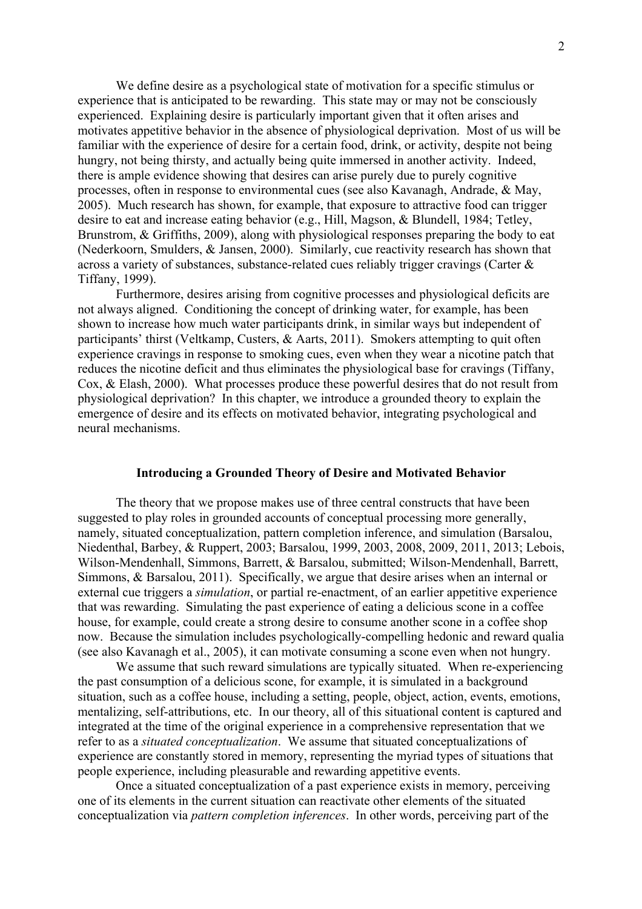We define desire as a psychological state of motivation for a specific stimulus or experience that is anticipated to be rewarding. This state may or may not be consciously experienced. Explaining desire is particularly important given that it often arises and motivates appetitive behavior in the absence of physiological deprivation. Most of us will be familiar with the experience of desire for a certain food, drink, or activity, despite not being hungry, not being thirsty, and actually being quite immersed in another activity. Indeed, there is ample evidence showing that desires can arise purely due to purely cognitive processes, often in response to environmental cues (see also Kavanagh, Andrade, & May, 2005). Much research has shown, for example, that exposure to attractive food can trigger desire to eat and increase eating behavior (e.g., Hill, Magson, & Blundell, 1984; Tetley, Brunstrom, & Griffiths, 2009), along with physiological responses preparing the body to eat (Nederkoorn, Smulders, & Jansen, 2000). Similarly, cue reactivity research has shown that across a variety of substances, substance-related cues reliably trigger cravings (Carter & Tiffany, 1999).

Furthermore, desires arising from cognitive processes and physiological deficits are not always aligned. Conditioning the concept of drinking water, for example, has been shown to increase how much water participants drink, in similar ways but independent of participants' thirst (Veltkamp, Custers, & Aarts, 2011). Smokers attempting to quit often experience cravings in response to smoking cues, even when they wear a nicotine patch that reduces the nicotine deficit and thus eliminates the physiological base for cravings (Tiffany, Cox, & Elash, 2000). What processes produce these powerful desires that do not result from physiological deprivation? In this chapter, we introduce a grounded theory to explain the emergence of desire and its effects on motivated behavior, integrating psychological and neural mechanisms.

## Introducing a Grounded Theory of Desire and Motivated Behavior

The theory that we propose makes use of three central constructs that have been suggested to play roles in grounded accounts of conceptual processing more generally, namely, situated conceptualization, pattern completion inference, and simulation (Barsalou, Niedenthal, Barbey, & Ruppert, 2003; Barsalou, 1999, 2003, 2008, 2009, 2011, 2013; Lebois, Wilson-Mendenhall, Simmons, Barrett, & Barsalou, submitted; Wilson-Mendenhall, Barrett, Simmons, & Barsalou, 2011). Specifically, we argue that desire arises when an internal or external cue triggers a *simulation*, or partial re-enactment, of an earlier appetitive experience that was rewarding. Simulating the past experience of eating a delicious scone in a coffee house, for example, could create a strong desire to consume another scone in a coffee shop now. Because the simulation includes psychologically-compelling hedonic and reward qualia (see also Kavanagh et al., 2005), it can motivate consuming a scone even when not hungry.

We assume that such reward simulations are typically situated. When re-experiencing the past consumption of a delicious scone, for example, it is simulated in a background situation, such as a coffee house, including a setting, people, object, action, events, emotions, mentalizing, self-attributions, etc. In our theory, all of this situational content is captured and integrated at the time of the original experience in a comprehensive representation that we refer to as a *situated conceptualization*. We assume that situated conceptualizations of experience are constantly stored in memory, representing the myriad types of situations that people experience, including pleasurable and rewarding appetitive events.

Once a situated conceptualization of a past experience exists in memory, perceiving one of its elements in the current situation can reactivate other elements of the situated conceptualization via *pattern completion inferences*. In other words, perceiving part of the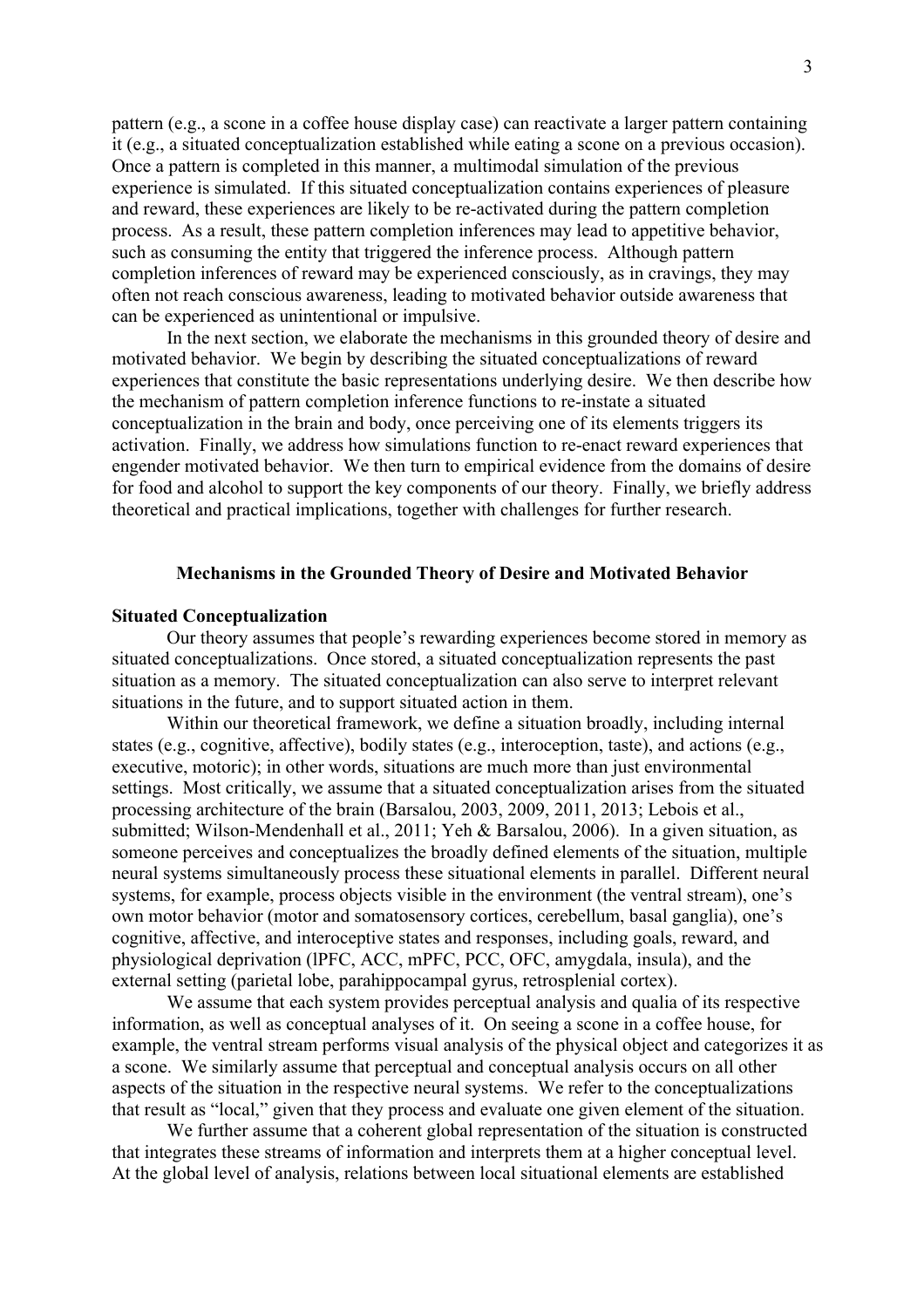pattern (e.g., a scone in a coffee house display case) can reactivate a larger pattern containing it (e.g., a situated conceptualization established while eating a scone on a previous occasion). Once a pattern is completed in this manner, a multimodal simulation of the previous experience is simulated. If this situated conceptualization contains experiences of pleasure and reward, these experiences are likely to be re-activated during the pattern completion process. As a result, these pattern completion inferences may lead to appetitive behavior, such as consuming the entity that triggered the inference process. Although pattern completion inferences of reward may be experienced consciously, as in cravings, they may often not reach conscious awareness, leading to motivated behavior outside awareness that can be experienced as unintentional or impulsive.

In the next section, we elaborate the mechanisms in this grounded theory of desire and motivated behavior. We begin by describing the situated conceptualizations of reward experiences that constitute the basic representations underlying desire. We then describe how the mechanism of pattern completion inference functions to re-instate a situated conceptualization in the brain and body, once perceiving one of its elements triggers its activation. Finally, we address how simulations function to re-enact reward experiences that engender motivated behavior. We then turn to empirical evidence from the domains of desire for food and alcohol to support the key components of our theory. Finally, we briefly address theoretical and practical implications, together with challenges for further research.

## Mechanisms in the Grounded Theory of Desire and Motivated Behavior

### Situated Conceptualization

Our theory assumes that people's rewarding experiences become stored in memory as situated conceptualizations. Once stored, a situated conceptualization represents the past situation as a memory. The situated conceptualization can also serve to interpret relevant situations in the future, and to support situated action in them.

Within our theoretical framework, we define a situation broadly, including internal states (e.g., cognitive, affective), bodily states (e.g., interoception, taste), and actions (e.g., executive, motoric); in other words, situations are much more than just environmental settings. Most critically, we assume that a situated conceptualization arises from the situated processing architecture of the brain (Barsalou, 2003, 2009, 2011, 2013; Lebois et al., submitted; Wilson-Mendenhall et al., 2011; Yeh & Barsalou, 2006). In a given situation, as someone perceives and conceptualizes the broadly defined elements of the situation, multiple neural systems simultaneously process these situational elements in parallel. Different neural systems, for example, process objects visible in the environment (the ventral stream), one's own motor behavior (motor and somatosensory cortices, cerebellum, basal ganglia), one's cognitive, affective, and interoceptive states and responses, including goals, reward, and physiological deprivation (lPFC, ACC, mPFC, PCC, OFC, amygdala, insula), and the external setting (parietal lobe, parahippocampal gyrus, retrosplenial cortex).

We assume that each system provides perceptual analysis and qualia of its respective information, as well as conceptual analyses of it. On seeing a scone in a coffee house, for example, the ventral stream performs visual analysis of the physical object and categorizes it as a scone. We similarly assume that perceptual and conceptual analysis occurs on all other aspects of the situation in the respective neural systems. We refer to the conceptualizations that result as "local," given that they process and evaluate one given element of the situation.

We further assume that a coherent global representation of the situation is constructed that integrates these streams of information and interprets them at a higher conceptual level. At the global level of analysis, relations between local situational elements are established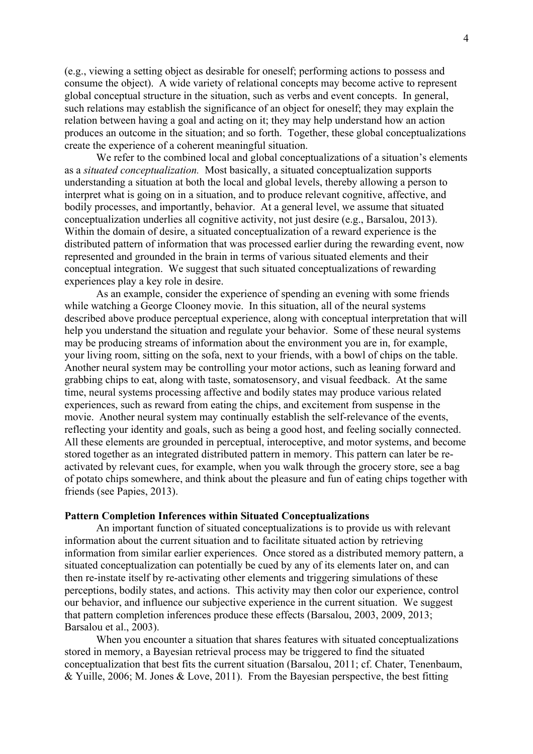(e.g., viewing a setting object as desirable for oneself; performing actions to possess and consume the object). A wide variety of relational concepts may become active to represent global conceptual structure in the situation, such as verbs and event concepts. In general, such relations may establish the significance of an object for oneself; they may explain the relation between having a goal and acting on it; they may help understand how an action produces an outcome in the situation; and so forth. Together, these global conceptualizations create the experience of a coherent meaningful situation.

We refer to the combined local and global conceptualizations of a situation's elements as a *situated conceptualization.* Most basically, a situated conceptualization supports understanding a situation at both the local and global levels, thereby allowing a person to interpret what is going on in a situation, and to produce relevant cognitive, affective, and bodily processes, and importantly, behavior. At a general level, we assume that situated conceptualization underlies all cognitive activity, not just desire (e.g., Barsalou, 2013). Within the domain of desire, a situated conceptualization of a reward experience is the distributed pattern of information that was processed earlier during the rewarding event, now represented and grounded in the brain in terms of various situated elements and their conceptual integration. We suggest that such situated conceptualizations of rewarding experiences play a key role in desire.

As an example, consider the experience of spending an evening with some friends while watching a George Clooney movie. In this situation, all of the neural systems described above produce perceptual experience, along with conceptual interpretation that will help you understand the situation and regulate your behavior. Some of these neural systems may be producing streams of information about the environment you are in, for example, your living room, sitting on the sofa, next to your friends, with a bowl of chips on the table. Another neural system may be controlling your motor actions, such as leaning forward and grabbing chips to eat, along with taste, somatosensory, and visual feedback. At the same time, neural systems processing affective and bodily states may produce various related experiences, such as reward from eating the chips, and excitement from suspense in the movie. Another neural system may continually establish the self-relevance of the events, reflecting your identity and goals, such as being a good host, and feeling socially connected. All these elements are grounded in perceptual, interoceptive, and motor systems, and become stored together as an integrated distributed pattern in memory. This pattern can later be re-activated by relevant cues, for example, when you walk through the grocery store, see a bag of potato chips somewhere, and think about the pleasure and fun of eating chips together with friends (see Papies, 2013).

**Pattern Completion Inferences within Situated Conceptualizations**

An important function of situated conceptualizations is to provide us with relevant information about the current situation and to facilitate situated action by retrieving information from similar earlier experiences. Once stored as a distributed memory pattern, a situated conceptualization can potentially be cued by any of its elements later on, and can then re-instate itself by re-activating other elements and triggering simulations of these perceptions, bodily states, and actions. This activity may then color our experience, control our behavior, and influence our subjective experience in the current situation. We suggest that pattern completion inferences produce these effects (Barsalou, 2003, 2009, 2013; Barsalou et al., 2003).

When you encounter a situation that shares features with situated conceptualizations stored in memory, a Bayesian retrieval process may be triggered to find the situated conceptualization that best fits the current situation (Barsalou, 2011; cf. Chater, Tenenbaum, & Yuille, 2006; M. Jones & Love, 2011). From the Bayesian perspective, the best fitting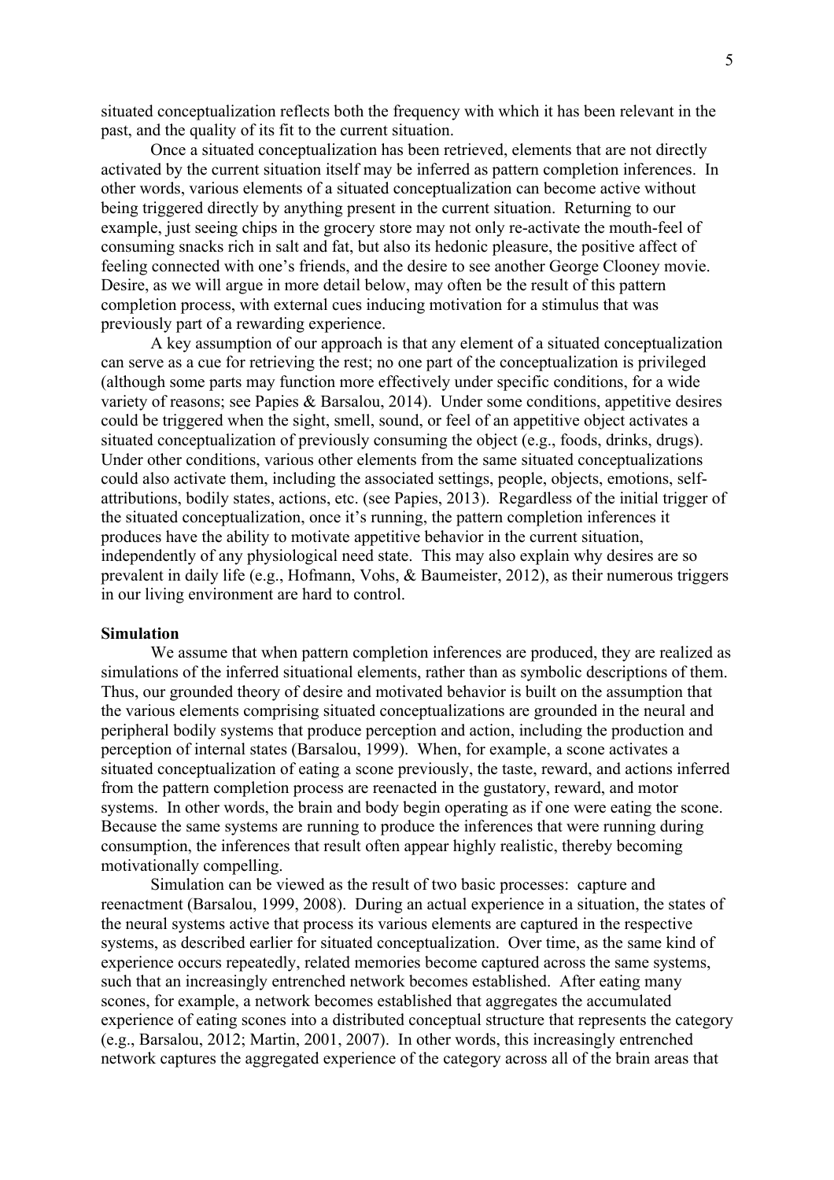situated conceptualization reflects both the frequency with which it has been relevant in the past, and the quality of its fit to the current situation.

Once a situated conceptualization has been retrieved, elements that are not directly activated by the current situation itself may be inferred as pattern completion inferences. In other words, various elements of a situated conceptualization can become active without being triggered directly by anything present in the current situation. Returning to our example, just seeing chips in the grocery store may not only re-activate the mouth-feel of consuming snacks rich in salt and fat, but also its hedonic pleasure, the positive affect of feeling connected with one's friends, and the desire to see another George Clooney movie. Desire, as we will argue in more detail below, may often be the result of this pattern completion process, with external cues inducing motivation for a stimulus that was previously part of a rewarding experience.

A key assumption of our approach is that any element of a situated conceptualization can serve as a cue for retrieving the rest; no one part of the conceptualization is privileged (although some parts may function more effectively under specific conditions, for a wide variety of reasons; see Papies & Barsalou, 2014). Under some conditions, appetitive desires could be triggered when the sight, smell, sound, or feel of an appetitive object activates a situated conceptualization of previously consuming the object (e.g., foods, drinks, drugs). Under other conditions, various other elements from the same situated conceptualizations could also activate them, including the associated settings, people, objects, emotions, self-attributions, bodily states, actions, etc. (see Papies, 2013). Regardless of the initial trigger of the situated conceptualization, once it's running, the pattern completion inferences it produces have the ability to motivate appetitive behavior in the current situation, independently of any physiological need state. This may also explain why desires are so prevalent in daily life (e.g., Hofmann, Vohs, & Baumeister, 2012), as their numerous triggers in our living environment are hard to control.

**Simulation**

We assume that when pattern completion inferences are produced, they are realized as simulations of the inferred situational elements, rather than as symbolic descriptions of them. Thus, our grounded theory of desire and motivated behavior is built on the assumption that the various elements comprising situated conceptualizations are grounded in the neural and peripheral bodily systems that produce perception and action, including the production and perception of internal states (Barsalou, 1999). When, for example, a scone activates a situated conceptualization of eating a scone previously, the taste, reward, and actions inferred from the pattern completion process are reenacted in the gustatory, reward, and motor systems. In other words, the brain and body begin operating as if one were eating the scone. Because the same systems are running to produce the inferences that were running during consumption, the inferences that result often appear highly realistic, thereby becoming motivationally compelling.

Simulation can be viewed as the result of two basic processes: capture and reenactment (Barsalou, 1999, 2008). During an actual experience in a situation, the states of the neural systems active that process its various elements are captured in the respective systems, as described earlier for situated conceptualization. Over time, as the same kind of experience occurs repeatedly, related memories become captured across the same systems, such that an increasingly entrenched network becomes established. After eating many scones, for example, a network becomes established that aggregates the accumulated experience of eating scones into a distributed conceptual structure that represents the category (e.g., Barsalou, 2012; Martin, 2001, 2007). In other words, this increasingly entrenched network captures the aggregated experience of the category across all of the brain areas that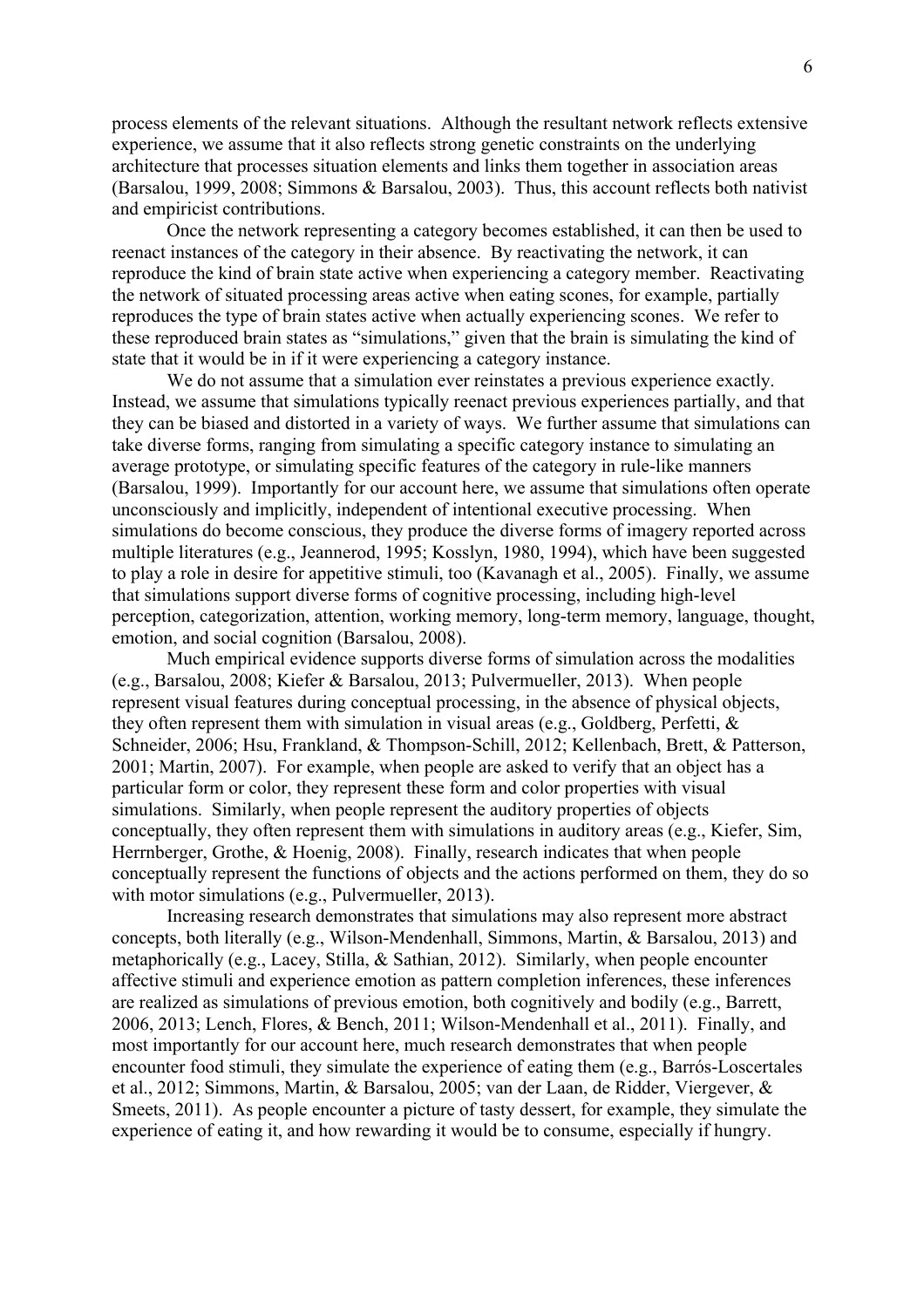process elements of the relevant situations. Although the resultant network reflects extensive experience, we assume that it also reflects strong genetic constraints on the underlying architecture that processes situation elements and links them together in association areas (Barsalou, 1999, 2008; Simmons & Barsalou, 2003). Thus, this account reflects both nativist and empiricist contributions.

Once the network representing a category becomes established, it can then be used to reenact instances of the category in their absence. By reactivating the network, it can reproduce the kind of brain state active when experiencing a category member. Reactivating the network of situated processing areas active when eating scones, for example, partially reproduces the type of brain states active when actually experiencing scones. We refer to these reproduced brain states as "simulations," given that the brain is simulating the kind of state that it would be in if it were experiencing a category instance.

We do not assume that a simulation ever reinstates a previous experience exactly. Instead, we assume that simulations typically reenact previous experiences partially, and that they can be biased and distorted in a variety of ways. We further assume that simulations can take diverse forms, ranging from simulating a specific category instance to simulating an average prototype, or simulating specific features of the category in rule-like manners (Barsalou, 1999). Importantly for our account here, we assume that simulations often operate unconsciously and implicitly, independent of intentional executive processing. When simulations do become conscious, they produce the diverse forms of imagery reported across multiple literatures (e.g., Jeannerod, 1995; Kosslyn, 1980, 1994), which have been suggested to play a role in desire for appetitive stimuli, too (Kavanagh et al., 2005). Finally, we assume that simulations support diverse forms of cognitive processing, including high-level perception, categorization, attention, working memory, long-term memory, language, thought, emotion, and social cognition (Barsalou, 2008).

Much empirical evidence supports diverse forms of simulation across the modalities (e.g., Barsalou, 2008; Kiefer & Barsalou, 2013; Pulvermueller, 2013). When people represent visual features during conceptual processing, in the absence of physical objects, they often represent them with simulation in visual areas (e.g., Goldberg, Perfetti, & Schneider, 2006; Hsu, Frankland, & Thompson-Schill, 2012; Kellenbach, Brett, & Patterson, 2001; Martin, 2007). For example, when people are asked to verify that an object has a particular form or color, they represent these form and color properties with visual simulations. Similarly, when people represent the auditory properties of objects conceptually, they often represent them with simulations in auditory areas (e.g., Kiefer, Sim, Herrnberger, Grothe, & Hoenig, 2008). Finally, research indicates that when people conceptually represent the functions of objects and the actions performed on them, they do so with motor simulations (e.g., Pulvermueller, 2013).

Increasing research demonstrates that simulations may also represent more abstract concepts, both literally (e.g., Wilson-Mendenhall, Simmons, Martin, & Barsalou, 2013) and metaphorically (e.g., Lacey, Stilla, & Sathian, 2012). Similarly, when people encounter affective stimuli and experience emotion as pattern completion inferences, these inferences are realized as simulations of previous emotion, both cognitively and bodily (e.g., Barrett, 2006, 2013; Lench, Flores, & Bench, 2011; Wilson-Mendenhall et al., 2011). Finally, and most importantly for our account here, much research demonstrates that when people encounter food stimuli, they simulate the experience of eating them (e.g., Barrós-Loscertales et al., 2012; Simmons, Martin, & Barsalou, 2005; van der Laan, de Ridder, Viergever, & Smeets, 2011). As people encounter a picture of tasty dessert, for example, they simulate the experience of eating it, and how rewarding it would be to consume, especially if hungry.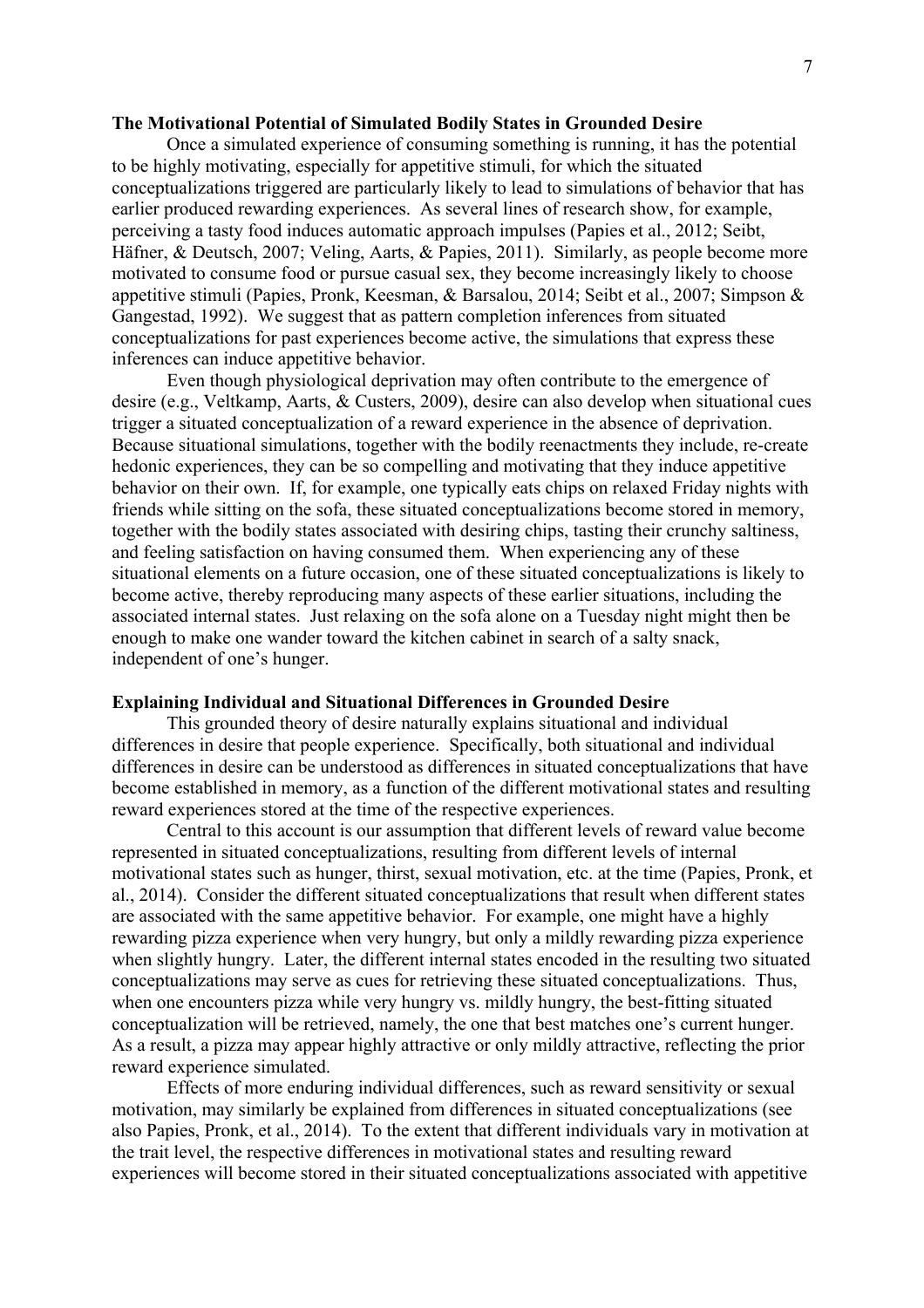**The Motivational Potential of Simulated Bodily States in Grounded Desire**

Once a simulated experience of consuming something is running, it has the potential to be highly motivating, especially for appetitive stimuli, for which the situated conceptualizations triggered are particularly likely to lead to simulations of behavior that has earlier produced rewarding experiences. As several lines of research show, for example, perceiving a tasty food induces automatic approach impulses (Papies et al., 2012; Seibt, Häfner, & Deutsch, 2007; Veling, Aarts, & Papies, 2011). Similarly, as people become more motivated to consume food or pursue casual sex, they become increasingly likely to choose appetitive stimuli (Papies, Pronk, Keesman, & Barsalou, 2014; Seibt et al., 2007; Simpson & Gangestad, 1992). We suggest that as pattern completion inferences from situated conceptualizations for past experiences become active, the simulations that express these inferences can induce appetitive behavior.

Even though physiological deprivation may often contribute to the emergence of desire (e.g., Veltkamp, Aarts, & Custers, 2009), desire can also develop when situational cues trigger a situated conceptualization of a reward experience in the absence of deprivation. Because situational simulations, together with the bodily reenactments they include, re-create hedonic experiences, they can be so compelling and motivating that they induce appetitive behavior on their own. If, for example, one typically eats chips on relaxed Friday nights with friends while sitting on the sofa, these situated conceptualizations become stored in memory, together with the bodily states associated with desiring chips, tasting their crunchy saltiness, and feeling satisfaction on having consumed them. When experiencing any of these situational elements on a future occasion, one of these situated conceptualizations is likely to become active, thereby reproducing many aspects of these earlier situations, including the associated internal states. Just relaxing on the sofa alone on a Tuesday night might then be enough to make one wander toward the kitchen cabinet in search of a salty snack, independent of one's hunger.

**Explaining Individual and Situational Differences in Grounded Desire**

This grounded theory of desire naturally explains situational and individual differences in desire that people experience. Specifically, both situational and individual differences in desire can be understood as differences in situated conceptualizations that have become established in memory, as a function of the different motivational states and resulting reward experiences stored at the time of the respective experiences.

Central to this account is our assumption that different levels of reward value become represented in situated conceptualizations, resulting from different levels of internal motivational states such as hunger, thirst, sexual motivation, etc. at the time (Papies, Pronk, et al., 2014). Consider the different situated conceptualizations that result when different states are associated with the same appetitive behavior. For example, one might have a highly rewarding pizza experience when very hungry, but only a mildly rewarding pizza experience when slightly hungry. Later, the different internal states encoded in the resulting two situated conceptualizations may serve as cues for retrieving these situated conceptualizations. Thus, when one encounters pizza while very hungry vs. mildly hungry, the best-fitting situated conceptualization will be retrieved, namely, the one that best matches one's current hunger. As a result, a pizza may appear highly attractive or only mildly attractive, reflecting the prior reward experience simulated.

Effects of more enduring individual differences, such as reward sensitivity or sexual motivation, may similarly be explained from differences in situated conceptualizations (see also Papies, Pronk, et al., 2014). To the extent that different individuals vary in motivation at the trait level, the respective differences in motivational states and resulting reward experiences will become stored in their situated conceptualizations associated with appetitive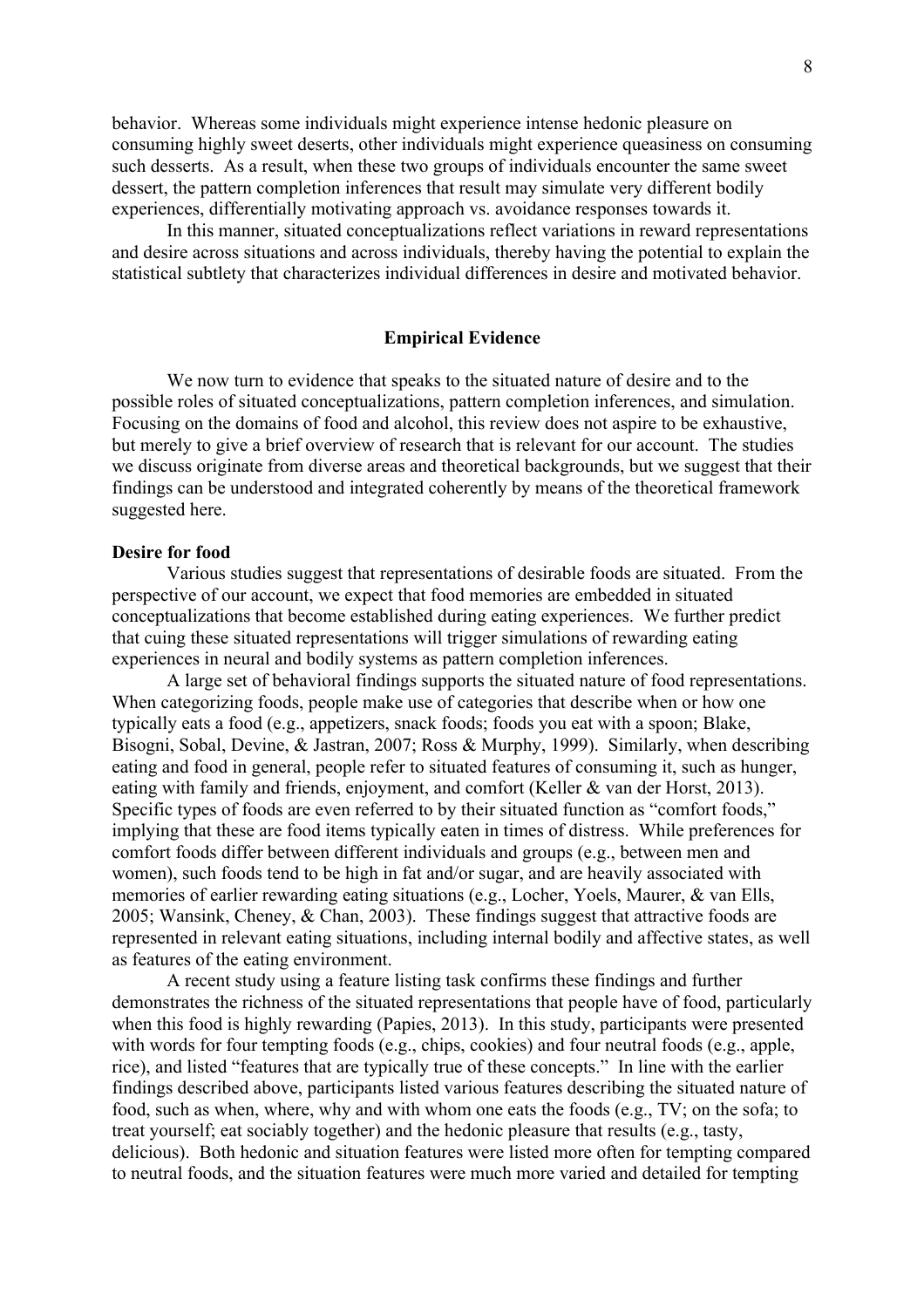behavior. Whereas some individuals might experience intense hedonic pleasure on consuming highly sweet deserts, other individuals might experience queasiness on consuming such desserts. As a result, when these two groups of individuals encounter the same sweet dessert, the pattern completion inferences that result may simulate very different bodily experiences, differentially motivating approach vs. avoidance responses towards it.

In this manner, situated conceptualizations reflect variations in reward representations and desire across situations and across individuals, thereby having the potential to explain the statistical subtlety that characterizes individual differences in desire and motivated behavior.

## Empirical Evidence

We now turn to evidence that speaks to the situated nature of desire and to the possible roles of situated conceptualizations, pattern completion inferences, and simulation. Focusing on the domains of food and alcohol, this review does not aspire to be exhaustive, but merely to give a brief overview of research that is relevant for our account. The studies we discuss originate from diverse areas and theoretical backgrounds, but we suggest that their findings can be understood and integrated coherently by means of the theoretical framework suggested here.

### Desire for food

Various studies suggest that representations of desirable foods are situated. From the perspective of our account, we expect that food memories are embedded in situated conceptualizations that become established during eating experiences. We further predict that cuing these situated representations will trigger simulations of rewarding eating experiences in neural and bodily systems as pattern completion inferences.

A large set of behavioral findings supports the situated nature of food representations. When categorizing foods, people make use of categories that describe when or how one typically eats a food (e.g., appetizers, snack foods; foods you eat with a spoon; Blake, Bisogni, Sobal, Devine, & Jastran, 2007; Ross & Murphy, 1999). Similarly, when describing eating and food in general, people refer to situated features of consuming it, such as hunger, eating with family and friends, enjoyment, and comfort (Keller & van der Horst, 2013). Specific types of foods are even referred to by their situated function as "comfort foods," implying that these are food items typically eaten in times of distress. While preferences for comfort foods differ between different individuals and groups (e.g., between men and women), such foods tend to be high in fat and/or sugar, and are heavily associated with memories of earlier rewarding eating situations (e.g., Locher, Yoels, Maurer, & van Ells, 2005; Wansink, Cheney, & Chan, 2003). These findings suggest that attractive foods are represented in relevant eating situations, including internal bodily and affective states, as well as features of the eating environment.

A recent study using a feature listing task confirms these findings and further demonstrates the richness of the situated representations that people have of food, particularly when this food is highly rewarding (Papies, 2013). In this study, participants were presented with words for four tempting foods (e.g., chips, cookies) and four neutral foods (e.g., apple, rice), and listed "features that are typically true of these concepts." In line with the earlier findings described above, participants listed various features describing the situated nature of food, such as when, where, why and with whom one eats the foods (e.g., TV; on the sofa; to treat yourself; eat sociably together) and the hedonic pleasure that results (e.g., tasty, delicious). Both hedonic and situation features were listed more often for tempting compared to neutral foods, and the situation features were much more varied and detailed for tempting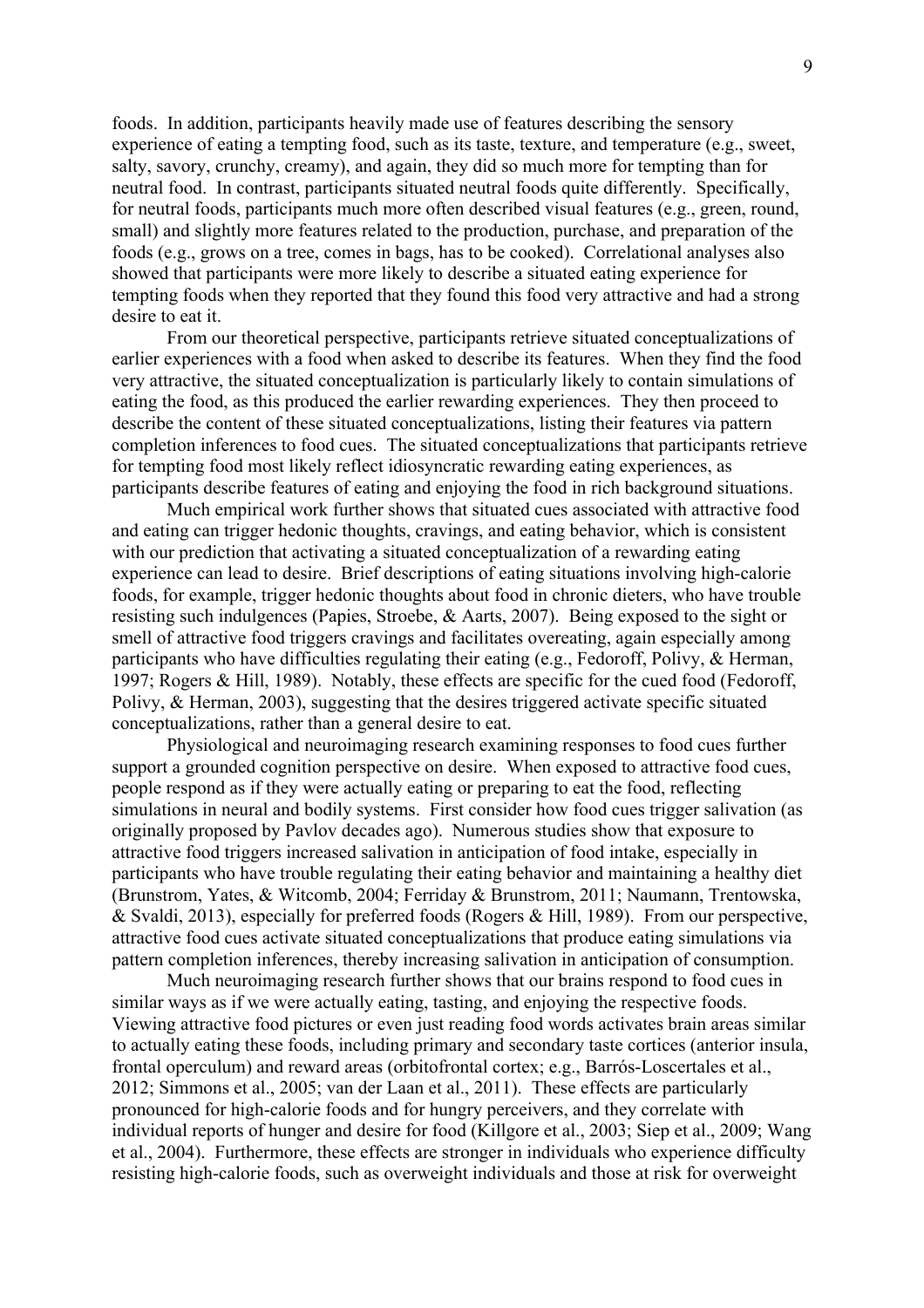foods. In addition, participants heavily made use of features describing the sensory experience of eating a tempting food, such as its taste, texture, and temperature (e.g., sweet, salty, savory, crunchy, creamy), and again, they did so much more for tempting than for neutral food. In contrast, participants situated neutral foods quite differently. Specifically, for neutral foods, participants much more often described visual features (e.g., green, round, small) and slightly more features related to the production, purchase, and preparation of the foods (e.g., grows on a tree, comes in bags, has to be cooked). Correlational analyses also showed that participants were more likely to describe a situated eating experience for tempting foods when they reported that they found this food very attractive and had a strong desire to eat it.

From our theoretical perspective, participants retrieve situated conceptualizations of earlier experiences with a food when asked to describe its features. When they find the food very attractive, the situated conceptualization is particularly likely to contain simulations of eating the food, as this produced the earlier rewarding experiences. They then proceed to describe the content of these situated conceptualizations, listing their features via pattern completion inferences to food cues. The situated conceptualizations that participants retrieve for tempting food most likely reflect idiosyncratic rewarding eating experiences, as participants describe features of eating and enjoying the food in rich background situations.

Much empirical work further shows that situated cues associated with attractive food and eating can trigger hedonic thoughts, cravings, and eating behavior, which is consistent with our prediction that activating a situated conceptualization of a rewarding eating experience can lead to desire. Brief descriptions of eating situations involving high-calorie foods, for example, trigger hedonic thoughts about food in chronic dieters, who have trouble resisting such indulgences (Papies, Stroebe, & Aarts, 2007). Being exposed to the sight or smell of attractive food triggers cravings and facilitates overeating, again especially among participants who have difficulties regulating their eating (e.g., Fedoroff, Polivy, & Herman, 1997; Rogers & Hill, 1989). Notably, these effects are specific for the cued food (Fedoroff, Polivy, & Herman, 2003), suggesting that the desires triggered activate specific situated conceptualizations, rather than a general desire to eat.

Physiological and neuroimaging research examining responses to food cues further support a grounded cognition perspective on desire. When exposed to attractive food cues, people respond as if they were actually eating or preparing to eat the food, reflecting simulations in neural and bodily systems. First consider how food cues trigger salivation (as originally proposed by Pavlov decades ago). Numerous studies show that exposure to attractive food triggers increased salivation in anticipation of food intake, especially in participants who have trouble regulating their eating behavior and maintaining a healthy diet (Brunstrom, Yates, & Witcomb, 2004; Ferriday & Brunstrom, 2011; Naumann, Trentowska, & Svaldi, 2013), especially for preferred foods (Rogers & Hill, 1989). From our perspective, attractive food cues activate situated conceptualizations that produce eating simulations via pattern completion inferences, thereby increasing salivation in anticipation of consumption.

Much neuroimaging research further shows that our brains respond to food cues in similar ways as if we were actually eating, tasting, and enjoying the respective foods. Viewing attractive food pictures or even just reading food words activates brain areas similar to actually eating these foods, including primary and secondary taste cortices (anterior insula, frontal operculum) and reward areas (orbitofrontal cortex; e.g., Barrós-Loscertales et al., 2012; Simmons et al., 2005; van der Laan et al., 2011). These effects are particularly pronounced for high-calorie foods and for hungry perceivers, and they correlate with individual reports of hunger and desire for food (Killgore et al., 2003; Siep et al., 2009; Wang et al., 2004). Furthermore, these effects are stronger in individuals who experience difficulty resisting high-calorie foods, such as overweight individuals and those at risk for overweight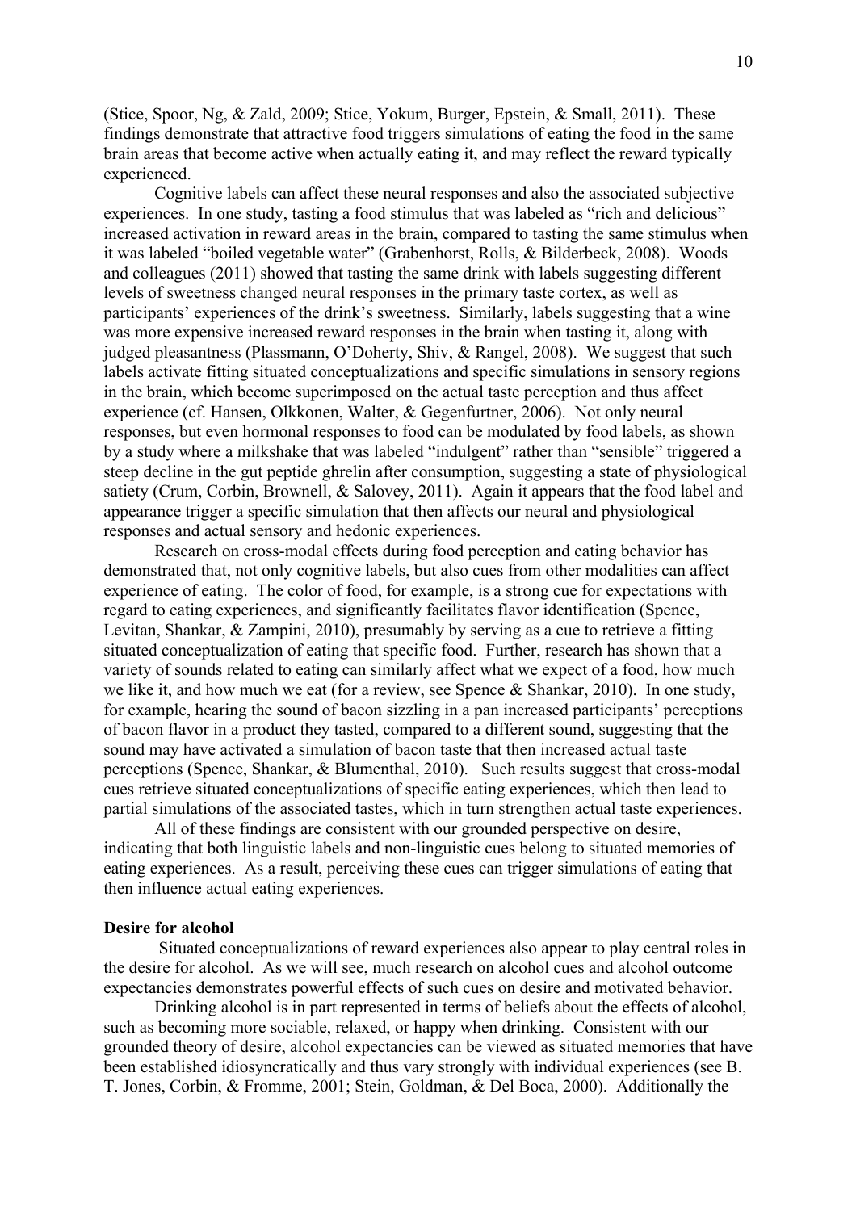(Stice, Spoor, Ng, & Zald, 2009; Stice, Yokum, Burger, Epstein, & Small, 2011). These findings demonstrate that attractive food triggers simulations of eating the food in the same brain areas that become active when actually eating it, and may reflect the reward typically experienced.

Cognitive labels can affect these neural responses and also the associated subjective experiences. In one study, tasting a food stimulus that was labeled as "rich and delicious" increased activation in reward areas in the brain, compared to tasting the same stimulus when it was labeled "boiled vegetable water" (Grabenhorst, Rolls, & Bilderbeck, 2008). Woods and colleagues (2011) showed that tasting the same drink with labels suggesting different levels of sweetness changed neural responses in the primary taste cortex, as well as participants' experiences of the drink's sweetness. Similarly, labels suggesting that a wine was more expensive increased reward responses in the brain when tasting it, along with judged pleasantness (Plassmann, O'Doherty, Shiv, & Rangel, 2008). We suggest that such labels activate fitting situated conceptualizations and specific simulations in sensory regions in the brain, which become superimposed on the actual taste perception and thus affect experience (cf. Hansen, Olkkonen, Walter, & Gegenfurtner, 2006). Not only neural responses, but even hormonal responses to food can be modulated by food labels, as shown by a study where a milkshake that was labeled "indulgent" rather than "sensible" triggered a steep decline in the gut peptide ghrelin after consumption, suggesting a state of physiological satiety (Crum, Corbin, Brownell, & Salovey, 2011). Again it appears that the food label and appearance trigger a specific simulation that then affects our neural and physiological responses and actual sensory and hedonic experiences.

Research on cross-modal effects during food perception and eating behavior has demonstrated that, not only cognitive labels, but also cues from other modalities can affect experience of eating. The color of food, for example, is a strong cue for expectations with regard to eating experiences, and significantly facilitates flavor identification (Spence, Levitan, Shankar, & Zampini, 2010), presumably by serving as a cue to retrieve a fitting situated conceptualization of eating that specific food. Further, research has shown that a variety of sounds related to eating can similarly affect what we expect of a food, how much we like it, and how much we eat (for a review, see Spence & Shankar, 2010). In one study, for example, hearing the sound of bacon sizzling in a pan increased participants' perceptions of bacon flavor in a product they tasted, compared to a different sound, suggesting that the sound may have activated a simulation of bacon taste that then increased actual taste perceptions (Spence, Shankar, & Blumenthal, 2010). Such results suggest that cross-modal cues retrieve situated conceptualizations of specific eating experiences, which then lead to partial simulations of the associated tastes, which in turn strengthen actual taste experiences.

All of these findings are consistent with our grounded perspective on desire, indicating that both linguistic labels and non-linguistic cues belong to situated memories of eating experiences. As a result, perceiving these cues can trigger simulations of eating that then influence actual eating experiences.

**Desire for alcohol**

Situated conceptualizations of reward experiences also appear to play central roles in the desire for alcohol. As we will see, much research on alcohol cues and alcohol outcome expectancies demonstrates powerful effects of such cues on desire and motivated behavior.

Drinking alcohol is in part represented in terms of beliefs about the effects of alcohol, such as becoming more sociable, relaxed, or happy when drinking. Consistent with our grounded theory of desire, alcohol expectancies can be viewed as situated memories that have been established idiosyncratically and thus vary strongly with individual experiences (see B. T. Jones, Corbin, & Fromme, 2001; Stein, Goldman, & Del Boca, 2000). Additionally the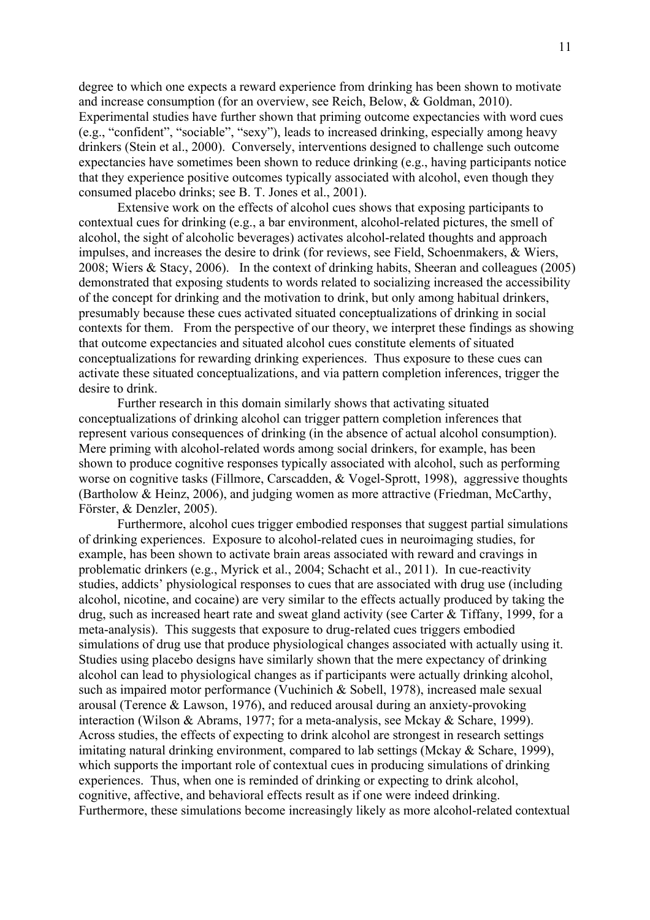degree to which one expects a reward experience from drinking has been shown to motivate and increase consumption (for an overview, see Reich, Below, & Goldman, 2010). Experimental studies have further shown that priming outcome expectancies with word cues (e.g., "confident", "sociable", "sexy"), leads to increased drinking, especially among heavy drinkers (Stein et al., 2000). Conversely, interventions designed to challenge such outcome expectancies have sometimes been shown to reduce drinking (e.g., having participants notice that they experience positive outcomes typically associated with alcohol, even though they consumed placebo drinks; see B. T. Jones et al., 2001).

Extensive work on the effects of alcohol cues shows that exposing participants to contextual cues for drinking (e.g., a bar environment, alcohol-related pictures, the smell of alcohol, the sight of alcoholic beverages) activates alcohol-related thoughts and approach impulses, and increases the desire to drink (for reviews, see Field, Schoenmakers, & Wiers, 2008; Wiers & Stacy, 2006). In the context of drinking habits, Sheeran and colleagues (2005) demonstrated that exposing students to words related to socializing increased the accessibility of the concept for drinking and the motivation to drink, but only among habitual drinkers, presumably because these cues activated situated conceptualizations of drinking in social contexts for them. From the perspective of our theory, we interpret these findings as showing that outcome expectancies and situated alcohol cues constitute elements of situated conceptualizations for rewarding drinking experiences. Thus exposure to these cues can activate these situated conceptualizations, and via pattern completion inferences, trigger the desire to drink.

Further research in this domain similarly shows that activating situated conceptualizations of drinking alcohol can trigger pattern completion inferences that represent various consequences of drinking (in the absence of actual alcohol consumption). Mere priming with alcohol-related words among social drinkers, for example, has been shown to produce cognitive responses typically associated with alcohol, such as performing worse on cognitive tasks (Fillmore, Carscadden, & Vogel-Sprott, 1998), aggressive thoughts (Bartholow & Heinz, 2006), and judging women as more attractive (Friedman, McCarthy, Förster, & Denzler, 2005).

Furthermore, alcohol cues trigger embodied responses that suggest partial simulations of drinking experiences. Exposure to alcohol-related cues in neuroimaging studies, for example, has been shown to activate brain areas associated with reward and cravings in problematic drinkers (e.g., Myrick et al., 2004; Schacht et al., 2011). In cue-reactivity studies, addicts' physiological responses to cues that are associated with drug use (including alcohol, nicotine, and cocaine) are very similar to the effects actually produced by taking the drug, such as increased heart rate and sweat gland activity (see Carter & Tiffany, 1999, for a meta-analysis). This suggests that exposure to drug-related cues triggers embodied simulations of drug use that produce physiological changes associated with actually using it. Studies using placebo designs have similarly shown that the mere expectancy of drinking alcohol can lead to physiological changes as if participants were actually drinking alcohol, such as impaired motor performance (Vuchinich & Sobell, 1978), increased male sexual arousal (Terence & Lawson, 1976), and reduced arousal during an anxiety-provoking interaction (Wilson & Abrams, 1977; for a meta-analysis, see Mckay & Schare, 1999). Across studies, the effects of expecting to drink alcohol are strongest in research settings imitating natural drinking environment, compared to lab settings (Mckay & Schare, 1999), which supports the important role of contextual cues in producing simulations of drinking experiences. Thus, when one is reminded of drinking or expecting to drink alcohol, cognitive, affective, and behavioral effects result as if one were indeed drinking. Furthermore, these simulations become increasingly likely as more alcohol-related contextual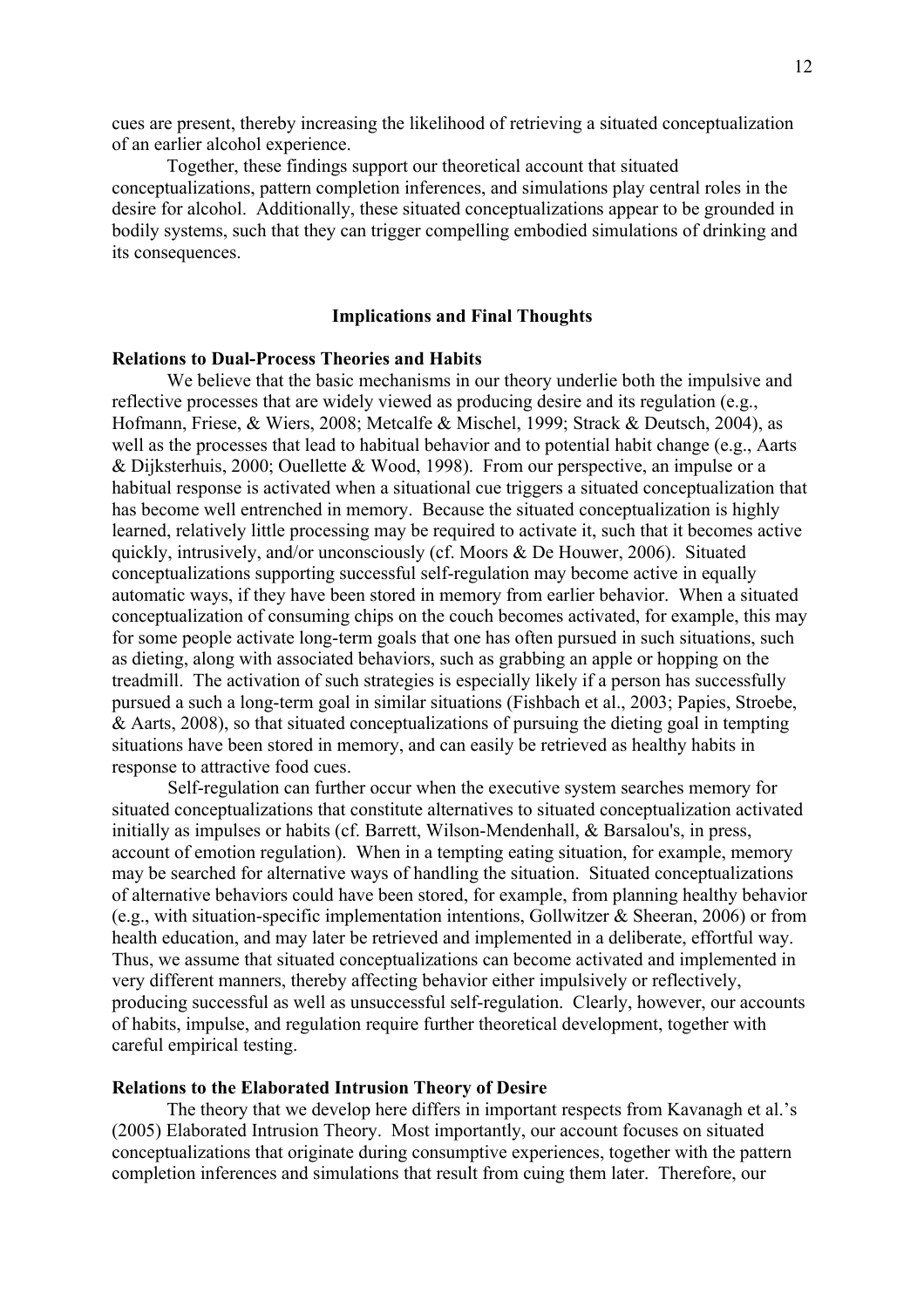cues are present, thereby increasing the likelihood of retrieving a situated conceptualization of an earlier alcohol experience.

Together, these findings support our theoretical account that situated conceptualizations, pattern completion inferences, and simulations play central roles in the desire for alcohol. Additionally, these situated conceptualizations appear to be grounded in bodily systems, such that they can trigger compelling embodied simulations of drinking and its consequences.

## Implications and Final Thoughts

### Relations to Dual-Process Theories and Habits

We believe that the basic mechanisms in our theory underlie both the impulsive and reflective processes that are widely viewed as producing desire and its regulation (e.g., Hofmann, Friese, & Wiers, 2008; Metcalfe & Mischel, 1999; Strack & Deutsch, 2004), as well as the processes that lead to habitual behavior and to potential habit change (e.g., Aarts & Dijksterhuis, 2000; Ouellette & Wood, 1998). From our perspective, an impulse or a habitual response is activated when a situational cue triggers a situated conceptualization that has become well entrenched in memory. Because the situated conceptualization is highly learned, relatively little processing may be required to activate it, such that it becomes active quickly, intrusively, and/or unconsciously (cf. Moors & De Houwer, 2006). Situated conceptualizations supporting successful self-regulation may become active in equally automatic ways, if they have been stored in memory from earlier behavior. When a situated conceptualization of consuming chips on the couch becomes activated, for example, this may for some people activate long-term goals that one has often pursued in such situations, such as dieting, along with associated behaviors, such as grabbing an apple or hopping on the treadmill. The activation of such strategies is especially likely if a person has successfully pursued a such a long-term goal in similar situations (Fishbach et al., 2003; Papies, Stroebe, & Aarts, 2008), so that situated conceptualizations of pursuing the dieting goal in tempting situations have been stored in memory, and can easily be retrieved as healthy habits in response to attractive food cues.

Self-regulation can further occur when the executive system searches memory for situated conceptualizations that constitute alternatives to situated conceptualization activated initially as impulses or habits (cf. Barrett, Wilson-Mendenhall, & Barsalou's, in press, account of emotion regulation). When in a tempting eating situation, for example, memory may be searched for alternative ways of handling the situation. Situated conceptualizations of alternative behaviors could have been stored, for example, from planning healthy behavior (e.g., with situation-specific implementation intentions, Gollwitzer & Sheeran, 2006) or from health education, and may later be retrieved and implemented in a deliberate, effortful way. Thus, we assume that situated conceptualizations can become activated and implemented in very different manners, thereby affecting behavior either impulsively or reflectively, producing successful as well as unsuccessful self-regulation. Clearly, however, our accounts of habits, impulse, and regulation require further theoretical development, together with careful empirical testing.

### Relations to the Elaborated Intrusion Theory of Desire

The theory that we develop here differs in important respects from Kavanagh et al.'s (2005) Elaborated Intrusion Theory. Most importantly, our account focuses on situated conceptualizations that originate during consumptive experiences, together with the pattern completion inferences and simulations that result from cuing them later. Therefore, our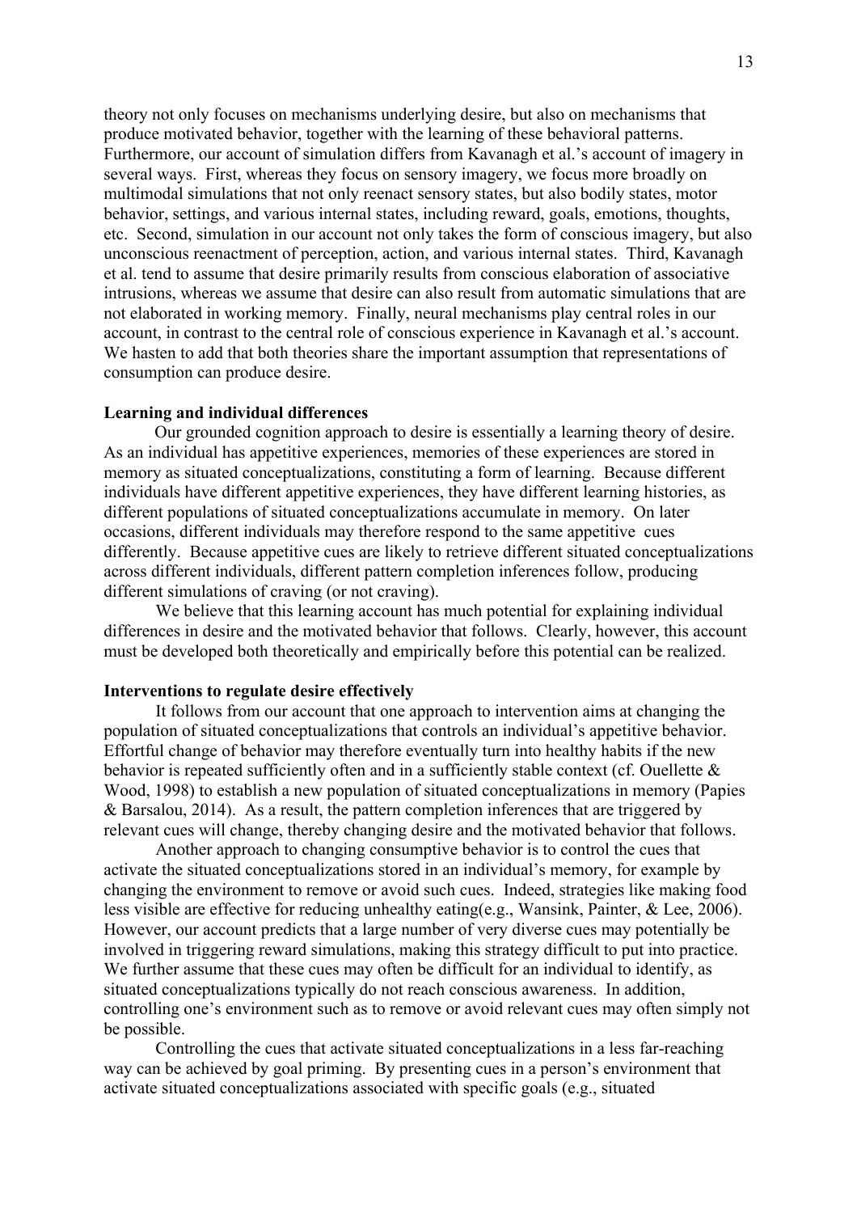theory not only focuses on mechanisms underlying desire, but also on mechanisms that produce motivated behavior, together with the learning of these behavioral patterns. Furthermore, our account of simulation differs from Kavanagh et al.'s account of imagery in several ways. First, whereas they focus on sensory imagery, we focus more broadly on multimodal simulations that not only reenact sensory states, but also bodily states, motor behavior, settings, and various internal states, including reward, goals, emotions, thoughts, etc. Second, simulation in our account not only takes the form of conscious imagery, but also unconscious reenactment of perception, action, and various internal states. Third, Kavanagh et al. tend to assume that desire primarily results from conscious elaboration of associative intrusions, whereas we assume that desire can also result from automatic simulations that are not elaborated in working memory. Finally, neural mechanisms play central roles in our account, in contrast to the central role of conscious experience in Kavanagh et al.'s account. We hasten to add that both theories share the important assumption that representations of consumption can produce desire.

**Learning and individual differences**

Our grounded cognition approach to desire is essentially a learning theory of desire. As an individual has appetitive experiences, memories of these experiences are stored in memory as situated conceptualizations, constituting a form of learning. Because different individuals have different appetitive experiences, they have different learning histories, as different populations of situated conceptualizations accumulate in memory. On later occasions, different individuals may therefore respond to the same appetitive cues differently. Because appetitive cues are likely to retrieve different situated conceptualizations across different individuals, different pattern completion inferences follow, producing different simulations of craving (or not craving).

We believe that this learning account has much potential for explaining individual differences in desire and the motivated behavior that follows. Clearly, however, this account must be developed both theoretically and empirically before this potential can be realized.

**Interventions to regulate desire effectively**

It follows from our account that one approach to intervention aims at changing the population of situated conceptualizations that controls an individual's appetitive behavior. Effortful change of behavior may therefore eventually turn into healthy habits if the new behavior is repeated sufficiently often and in a sufficiently stable context (cf. Ouellette & Wood, 1998) to establish a new population of situated conceptualizations in memory (Papies & Barsalou, 2014). As a result, the pattern completion inferences that are triggered by relevant cues will change, thereby changing desire and the motivated behavior that follows.

Another approach to changing consumptive behavior is to control the cues that activate the situated conceptualizations stored in an individual's memory, for example by changing the environment to remove or avoid such cues. Indeed, strategies like making food less visible are effective for reducing unhealthy eating(e.g., Wansink, Painter, & Lee, 2006). However, our account predicts that a large number of very diverse cues may potentially be involved in triggering reward simulations, making this strategy difficult to put into practice. We further assume that these cues may often be difficult for an individual to identify, as situated conceptualizations typically do not reach conscious awareness. In addition, controlling one's environment such as to remove or avoid relevant cues may often simply not be possible.

Controlling the cues that activate situated conceptualizations in a less far-reaching way can be achieved by goal priming. By presenting cues in a person's environment that activate situated conceptualizations associated with specific goals (e.g., situated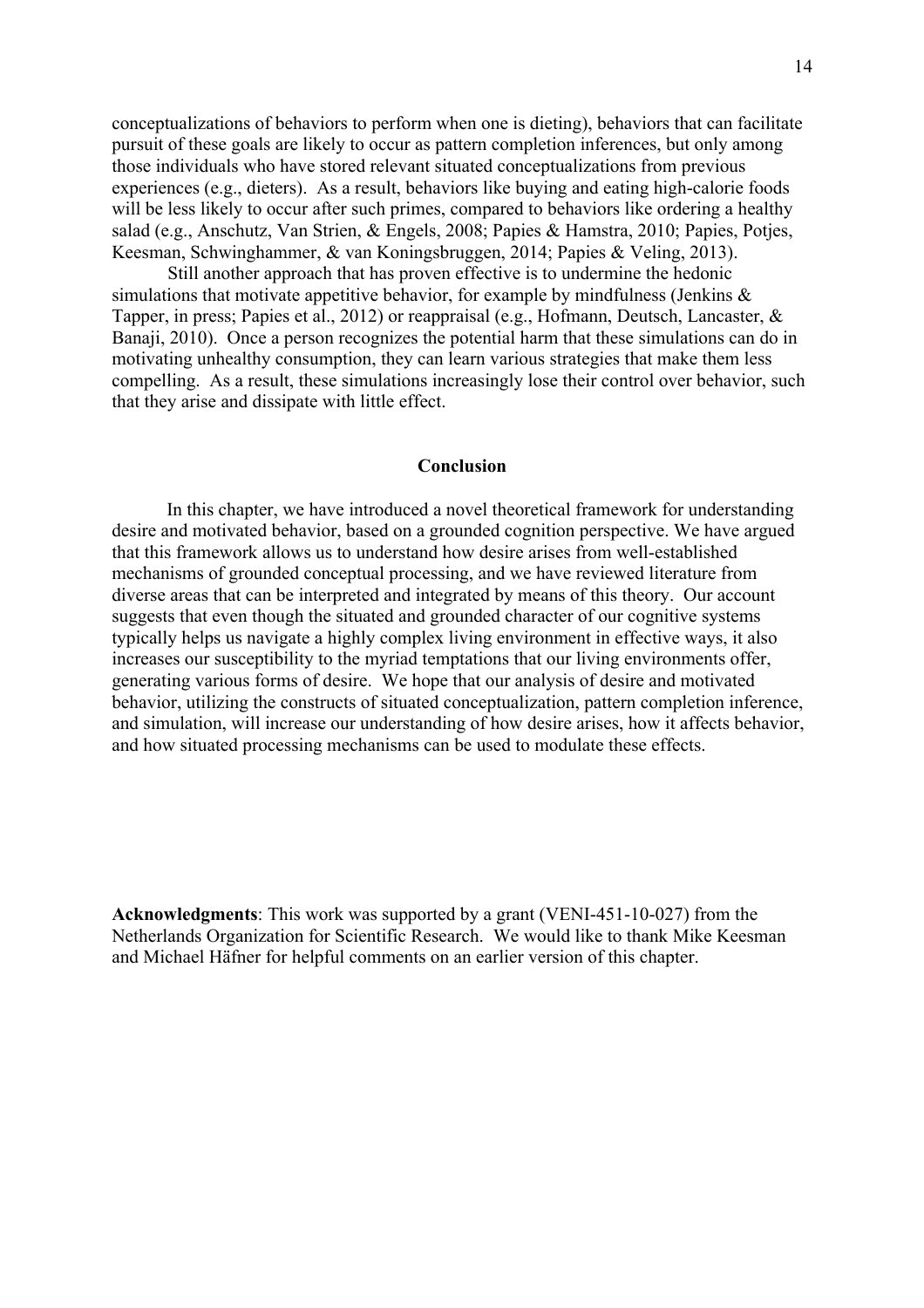conceptualizations of behaviors to perform when one is dieting), behaviors that can facilitate pursuit of these goals are likely to occur as pattern completion inferences, but only among those individuals who have stored relevant situated conceptualizations from previous experiences (e.g., dieters). As a result, behaviors like buying and eating high-calorie foods will be less likely to occur after such primes, compared to behaviors like ordering a healthy salad (e.g., Anschutz, Van Strien, & Engels, 2008; Papies & Hamstra, 2010; Papies, Potjes, Keesman, Schwinghammer, & van Koningsbruggen, 2014; Papies & Veling, 2013).

Still another approach that has proven effective is to undermine the hedonic simulations that motivate appetitive behavior, for example by mindfulness (Jenkins & Tapper, in press; Papies et al., 2012) or reappraisal (e.g., Hofmann, Deutsch, Lancaster, & Banaji, 2010). Once a person recognizes the potential harm that these simulations can do in motivating unhealthy consumption, they can learn various strategies that make them less compelling. As a result, these simulations increasingly lose their control over behavior, such that they arise and dissipate with little effect.

## Conclusion

In this chapter, we have introduced a novel theoretical framework for understanding desire and motivated behavior, based on a grounded cognition perspective. We have argued that this framework allows us to understand how desire arises from well-established mechanisms of grounded conceptual processing, and we have reviewed literature from diverse areas that can be interpreted and integrated by means of this theory. Our account suggests that even though the situated and grounded character of our cognitive systems typically helps us navigate a highly complex living environment in effective ways, it also increases our susceptibility to the myriad temptations that our living environments offer, generating various forms of desire. We hope that our analysis of desire and motivated behavior, utilizing the constructs of situated conceptualization, pattern completion inference, and simulation, will increase our understanding of how desire arises, how it affects behavior, and how situated processing mechanisms can be used to modulate these effects.

**Acknowledgments**: This work was supported by a grant (VENI-451-10-027) from the Netherlands Organization for Scientific Research. We would like to thank Mike Keesman and Michael Häfner for helpful comments on an earlier version of this chapter.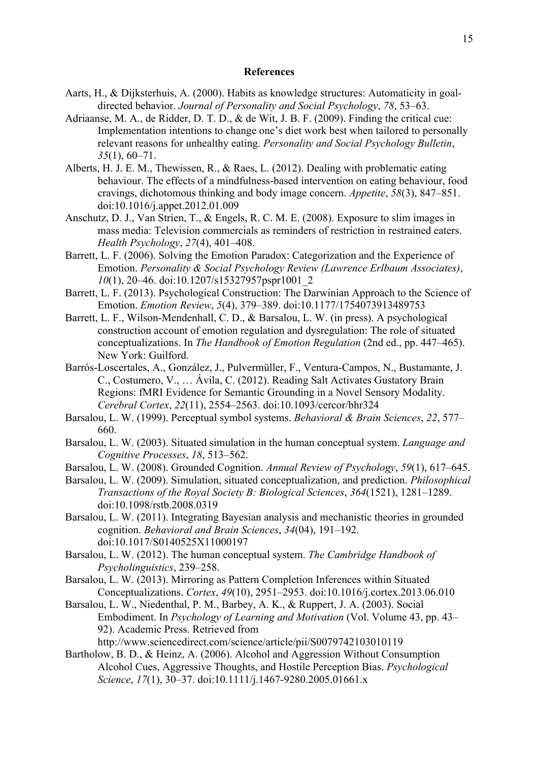## References

Aarts, H., & Dijksterhuis, A. (2000). Habits as knowledge structures: Automaticity in goal-directed behavior. *Journal of Personality and Social Psychology*, *78*, 53–63.

Adriaanse, M. A., de Ridder, D. T. D., & de Wit, J. B. F. (2009). Finding the critical cue: Implementation intentions to change one's diet work best when tailored to personally relevant reasons for unhealthy eating. *Personality and Social Psychology Bulletin*, *35*(1), 60–71.

Alberts, H. J. E. M., Thewissen, R., & Raes, L. (2012). Dealing with problematic eating behaviour. The effects of a mindfulness-based intervention on eating behaviour, food cravings, dichotomous thinking and body image concern. *Appetite*, *58*(3), 847–851. doi:10.1016/j.appet.2012.01.009

Anschutz, D. J., Van Strien, T., & Engels, R. C. M. E. (2008). Exposure to slim images in mass media: Television commercials as reminders of restriction in restrained eaters. *Health Psychology*, *27*(4), 401–408.

Barrett, L. F. (2006). Solving the Emotion Paradox: Categorization and the Experience of Emotion. *Personality & Social Psychology Review (Lawrence Erlbaum Associates)*, *10*(1), 20–46. doi:10.1207/s15327957pspr1001_2

Barrett, L. F. (2013). Psychological Construction: The Darwinian Approach to the Science of Emotion. *Emotion Review*, *5*(4), 379–389. doi:10.1177/1754073913489753

Barrett, L. F., Wilson-Mendenhall, C. D., & Barsalou, L. W. (in press). A psychological construction account of emotion regulation and dysregulation: The role of situated conceptualizations. In *The Handbook of Emotion Regulation* (2nd ed., pp. 447–465). New York: Guilford.

Barrós-Loscertales, A., González, J., Pulvermüller, F., Ventura-Campos, N., Bustamante, J. C., Costumero, V., … Ávila, C. (2012). Reading Salt Activates Gustatory Brain Regions: fMRI Evidence for Semantic Grounding in a Novel Sensory Modality. *Cerebral Cortex*, *22*(11), 2554–2563. doi:10.1093/cercor/bhr324

Barsalou, L. W. (1999). Perceptual symbol systems. *Behavioral & Brain Sciences*, *22*, 577–660.

Barsalou, L. W. (2003). Situated simulation in the human conceptual system. *Language and Cognitive Processes*, *18*, 513–562.

Barsalou, L. W. (2008). Grounded Cognition. *Annual Review of Psychology*, *59*(1), 617–645.

Barsalou, L. W. (2009). Simulation, situated conceptualization, and prediction. *Philosophical Transactions of the Royal Society B: Biological Sciences*, *364*(1521), 1281–1289. doi:10.1098/rstb.2008.0319

Barsalou, L. W. (2011). Integrating Bayesian analysis and mechanistic theories in grounded cognition. *Behavioral and Brain Sciences*, *34*(04), 191–192. doi:10.1017/S0140525X11000197

Barsalou, L. W. (2012). The human conceptual system. *The Cambridge Handbook of Psycholinguistics*, 239–258.

Barsalou, L. W. (2013). Mirroring as Pattern Completion Inferences within Situated Conceptualizations. *Cortex*, *49*(10), 2951–2953. doi:10.1016/j.cortex.2013.06.010

Barsalou, L. W., Niedenthal, P. M., Barbey, A. K., & Ruppert, J. A. (2003). Social Embodiment. In *Psychology of Learning and Motivation* (Vol. Volume 43, pp. 43–92). Academic Press. Retrieved from http://www.sciencedirect.com/science/article/pii/S0079742103010119

Bartholow, B. D., & Heinz, A. (2006). Alcohol and Aggression Without Consumption Alcohol Cues, Aggressive Thoughts, and Hostile Perception Bias. *Psychological Science*, *17*(1), 30–37. doi:10.1111/j.1467-9280.2005.01661.x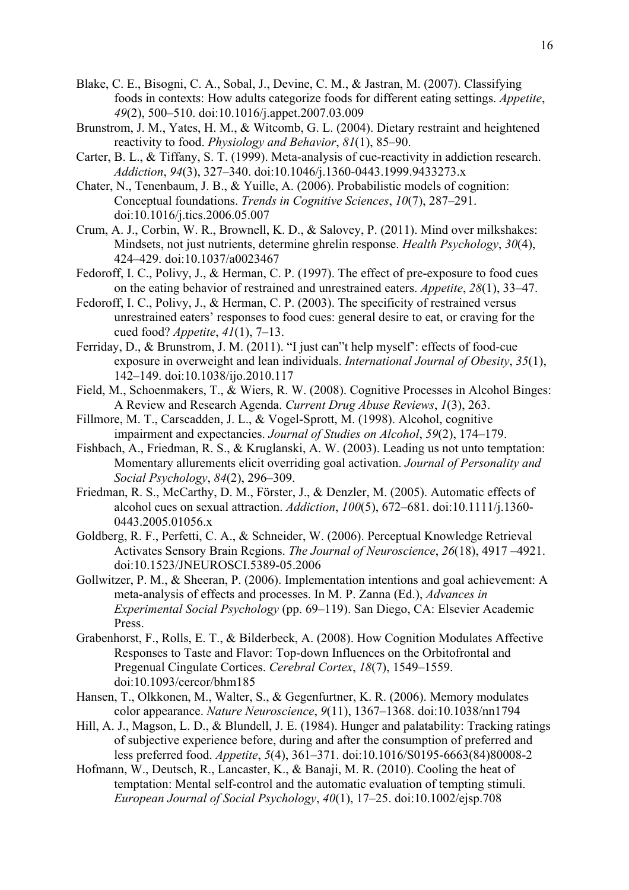Blake, C. E., Bisogni, C. A., Sobal, J., Devine, C. M., & Jastran, M. (2007). Classifying foods in contexts: How adults categorize foods for different eating settings. *Appetite*, *49*(2), 500–510. doi:10.1016/j.appet.2007.03.009

Brunstrom, J. M., Yates, H. M., & Witcomb, G. L. (2004). Dietary restraint and heightened reactivity to food. *Physiology and Behavior*, *81*(1), 85–90.

Carter, B. L., & Tiffany, S. T. (1999). Meta-analysis of cue-reactivity in addiction research. *Addiction*, *94*(3), 327–340. doi:10.1046/j.1360-0443.1999.9433273.x

Chater, N., Tenenbaum, J. B., & Yuille, A. (2006). Probabilistic models of cognition: Conceptual foundations. *Trends in Cognitive Sciences*, *10*(7), 287–291. doi:10.1016/j.tics.2006.05.007

Crum, A. J., Corbin, W. R., Brownell, K. D., & Salovey, P. (2011). Mind over milkshakes: Mindsets, not just nutrients, determine ghrelin response. *Health Psychology*, *30*(4), 424–429. doi:10.1037/a0023467

Fedoroff, I. C., Polivy, J., & Herman, C. P. (1997). The effect of pre-exposure to food cues on the eating behavior of restrained and unrestrained eaters. *Appetite*, *28*(1), 33–47.

Fedoroff, I. C., Polivy, J., & Herman, C. P. (2003). The specificity of restrained versus unrestrained eaters' responses to food cues: general desire to eat, or craving for the cued food? *Appetite*, *41*(1), 7–13.

Ferriday, D., & Brunstrom, J. M. (2011). "I just can"t help myself': effects of food-cue exposure in overweight and lean individuals. *International Journal of Obesity*, *35*(1), 142–149. doi:10.1038/ijo.2010.117

Field, M., Schoenmakers, T., & Wiers, R. W. (2008). Cognitive Processes in Alcohol Binges: A Review and Research Agenda. *Current Drug Abuse Reviews*, *1*(3), 263.

Fillmore, M. T., Carscadden, J. L., & Vogel-Sprott, M. (1998). Alcohol, cognitive impairment and expectancies. *Journal of Studies on Alcohol*, *59*(2), 174–179.

Fishbach, A., Friedman, R. S., & Kruglanski, A. W. (2003). Leading us not unto temptation: Momentary allurements elicit overriding goal activation. *Journal of Personality and Social Psychology*, *84*(2), 296–309.

Friedman, R. S., McCarthy, D. M., Förster, J., & Denzler, M. (2005). Automatic effects of alcohol cues on sexual attraction. *Addiction*, *100*(5), 672–681. doi:10.1111/j.1360-0443.2005.01056.x

Goldberg, R. F., Perfetti, C. A., & Schneider, W. (2006). Perceptual Knowledge Retrieval Activates Sensory Brain Regions. *The Journal of Neuroscience*, *26*(18), 4917 –4921. doi:10.1523/JNEUROSCI.5389-05.2006

Gollwitzer, P. M., & Sheeran, P. (2006). Implementation intentions and goal achievement: A meta-analysis of effects and processes. In M. P. Zanna (Ed.), *Advances in Experimental Social Psychology* (pp. 69–119). San Diego, CA: Elsevier Academic Press.

Grabenhorst, F., Rolls, E. T., & Bilderbeck, A. (2008). How Cognition Modulates Affective Responses to Taste and Flavor: Top-down Influences on the Orbitofrontal and Pregenual Cingulate Cortices. *Cerebral Cortex*, *18*(7), 1549–1559. doi:10.1093/cercor/bhm185

Hansen, T., Olkkonen, M., Walter, S., & Gegenfurtner, K. R. (2006). Memory modulates color appearance. *Nature Neuroscience*, *9*(11), 1367–1368. doi:10.1038/nn1794

Hill, A. J., Magson, L. D., & Blundell, J. E. (1984). Hunger and palatability: Tracking ratings of subjective experience before, during and after the consumption of preferred and less preferred food. *Appetite*, *5*(4), 361–371. doi:10.1016/S0195-6663(84)80008-2

Hofmann, W., Deutsch, R., Lancaster, K., & Banaji, M. R. (2010). Cooling the heat of temptation: Mental self-control and the automatic evaluation of tempting stimuli. *European Journal of Social Psychology*, *40*(1), 17–25. doi:10.1002/ejsp.708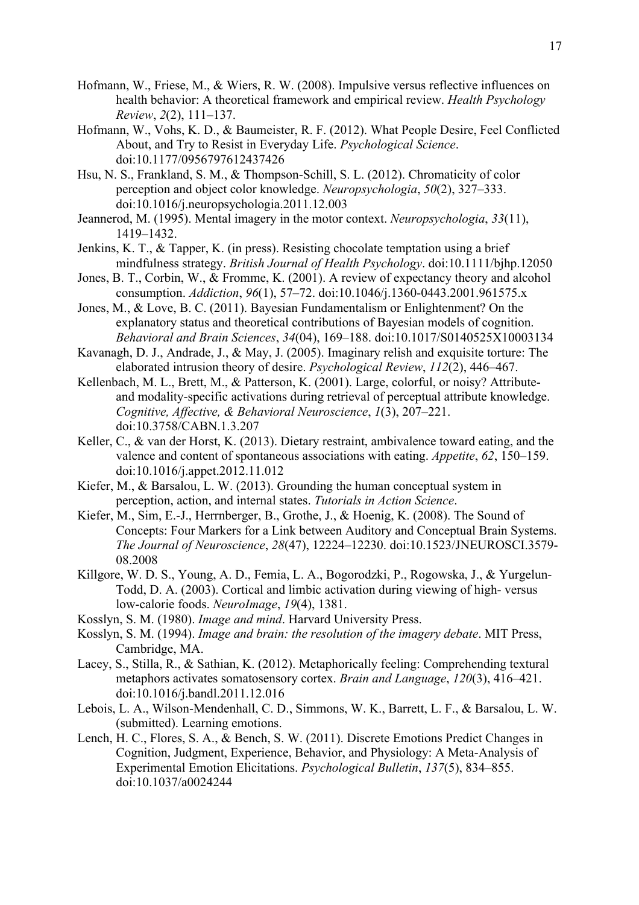Hofmann, W., Friese, M., & Wiers, R. W. (2008). Impulsive versus reflective influences on health behavior: A theoretical framework and empirical review. *Health Psychology Review*, *2*(2), 111–137.

Hofmann, W., Vohs, K. D., & Baumeister, R. F. (2012). What People Desire, Feel Conflicted About, and Try to Resist in Everyday Life. *Psychological Science*. doi:10.1177/0956797612437426

Hsu, N. S., Frankland, S. M., & Thompson-Schill, S. L. (2012). Chromaticity of color perception and object color knowledge. *Neuropsychologia*, *50*(2), 327–333. doi:10.1016/j.neuropsychologia.2011.12.003

Jeannerod, M. (1995). Mental imagery in the motor context. *Neuropsychologia*, *33*(11), 1419–1432.

Jenkins, K. T., & Tapper, K. (in press). Resisting chocolate temptation using a brief mindfulness strategy. *British Journal of Health Psychology*. doi:10.1111/bjhp.12050

Jones, B. T., Corbin, W., & Fromme, K. (2001). A review of expectancy theory and alcohol consumption. *Addiction*, *96*(1), 57–72. doi:10.1046/j.1360-0443.2001.961575.x

Jones, M., & Love, B. C. (2011). Bayesian Fundamentalism or Enlightenment? On the explanatory status and theoretical contributions of Bayesian models of cognition. *Behavioral and Brain Sciences*, *34*(04), 169–188. doi:10.1017/S0140525X10003134

Kavanagh, D. J., Andrade, J., & May, J. (2005). Imaginary relish and exquisite torture: The elaborated intrusion theory of desire. *Psychological Review*, *112*(2), 446–467.

Kellenbach, M. L., Brett, M., & Patterson, K. (2001). Large, colorful, or noisy? Attribute- and modality-specific activations during retrieval of perceptual attribute knowledge. *Cognitive, Affective, & Behavioral Neuroscience*, *1*(3), 207–221. doi:10.3758/CABN.1.3.207

Keller, C., & van der Horst, K. (2013). Dietary restraint, ambivalence toward eating, and the valence and content of spontaneous associations with eating. *Appetite*, *62*, 150–159. doi:10.1016/j.appet.2012.11.012

Kiefer, M., & Barsalou, L. W. (2013). Grounding the human conceptual system in perception, action, and internal states. *Tutorials in Action Science*.

Kiefer, M., Sim, E.-J., Herrnberger, B., Grothe, J., & Hoenig, K. (2008). The Sound of Concepts: Four Markers for a Link between Auditory and Conceptual Brain Systems. *The Journal of Neuroscience*, *28*(47), 12224–12230. doi:10.1523/JNEUROSCI.3579-08.2008

Killgore, W. D. S., Young, A. D., Femia, L. A., Bogorodzki, P., Rogowska, J., & Yurgelun-Todd, D. A. (2003). Cortical and limbic activation during viewing of high- versus low-calorie foods. *NeuroImage*, *19*(4), 1381.

Kosslyn, S. M. (1980). *Image and mind*. Harvard University Press.

Kosslyn, S. M. (1994). *Image and brain: the resolution of the imagery debate*. MIT Press, Cambridge, MA.

Lacey, S., Stilla, R., & Sathian, K. (2012). Metaphorically feeling: Comprehending textural metaphors activates somatosensory cortex. *Brain and Language*, *120*(3), 416–421. doi:10.1016/j.bandl.2011.12.016

Lebois, L. A., Wilson-Mendenhall, C. D., Simmons, W. K., Barrett, L. F., & Barsalou, L. W. (submitted). Learning emotions.

Lench, H. C., Flores, S. A., & Bench, S. W. (2011). Discrete Emotions Predict Changes in Cognition, Judgment, Experience, Behavior, and Physiology: A Meta-Analysis of Experimental Emotion Elicitations. *Psychological Bulletin*, *137*(5), 834–855. doi:10.1037/a0024244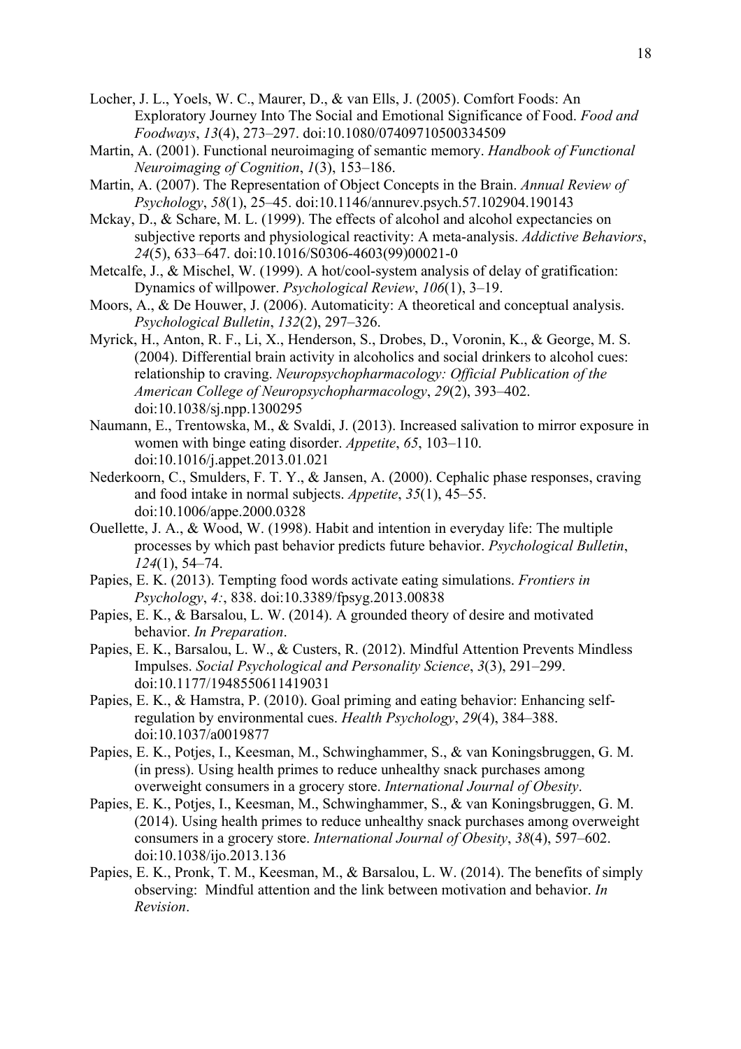Locher, J. L., Yoels, W. C., Maurer, D., & van Ells, J. (2005). Comfort Foods: An Exploratory Journey Into The Social and Emotional Significance of Food. *Food and Foodways*, *13*(4), 273–297. doi:10.1080/07409710500334509

Martin, A. (2001). Functional neuroimaging of semantic memory. *Handbook of Functional Neuroimaging of Cognition*, *1*(3), 153–186.

Martin, A. (2007). The Representation of Object Concepts in the Brain. *Annual Review of Psychology*, *58*(1), 25–45. doi:10.1146/annurev.psych.57.102904.190143

Mckay, D., & Schare, M. L. (1999). The effects of alcohol and alcohol expectancies on subjective reports and physiological reactivity: A meta-analysis. *Addictive Behaviors*, *24*(5), 633–647. doi:10.1016/S0306-4603(99)00021-0

Metcalfe, J., & Mischel, W. (1999). A hot/cool-system analysis of delay of gratification: Dynamics of willpower. *Psychological Review*, *106*(1), 3–19.

Moors, A., & De Houwer, J. (2006). Automaticity: A theoretical and conceptual analysis. *Psychological Bulletin*, *132*(2), 297–326.

Myrick, H., Anton, R. F., Li, X., Henderson, S., Drobes, D., Voronin, K., & George, M. S. (2004). Differential brain activity in alcoholics and social drinkers to alcohol cues: relationship to craving. *Neuropsychopharmacology: Official Publication of the American College of Neuropsychopharmacology*, *29*(2), 393–402. doi:10.1038/sj.npp.1300295

Naumann, E., Trentowska, M., & Svaldi, J. (2013). Increased salivation to mirror exposure in women with binge eating disorder. *Appetite*, *65*, 103–110. doi:10.1016/j.appet.2013.01.021

Nederkoorn, C., Smulders, F. T. Y., & Jansen, A. (2000). Cephalic phase responses, craving and food intake in normal subjects. *Appetite*, *35*(1), 45–55. doi:10.1006/appe.2000.0328

Ouellette, J. A., & Wood, W. (1998). Habit and intention in everyday life: The multiple processes by which past behavior predicts future behavior. *Psychological Bulletin*, *124*(1), 54–74.

Papies, E. K. (2013). Tempting food words activate eating simulations. *Frontiers in Psychology*, *4:*, 838. doi:10.3389/fpsyg.2013.00838

Papies, E. K., & Barsalou, L. W. (2014). A grounded theory of desire and motivated behavior. *In Preparation*.

Papies, E. K., Barsalou, L. W., & Custers, R. (2012). Mindful Attention Prevents Mindless Impulses. *Social Psychological and Personality Science*, *3*(3), 291–299. doi:10.1177/1948550611419031

Papies, E. K., & Hamstra, P. (2010). Goal priming and eating behavior: Enhancing self-regulation by environmental cues. *Health Psychology*, *29*(4), 384–388. doi:10.1037/a0019877

Papies, E. K., Potjes, I., Keesman, M., Schwinghammer, S., & van Koningsbruggen, G. M. (in press). Using health primes to reduce unhealthy snack purchases among overweight consumers in a grocery store. *International Journal of Obesity*.

Papies, E. K., Potjes, I., Keesman, M., Schwinghammer, S., & van Koningsbruggen, G. M. (2014). Using health primes to reduce unhealthy snack purchases among overweight consumers in a grocery store. *International Journal of Obesity*, *38*(4), 597–602. doi:10.1038/ijo.2013.136

Papies, E. K., Pronk, T. M., Keesman, M., & Barsalou, L. W. (2014). The benefits of simply observing: Mindful attention and the link between motivation and behavior. *In Revision*.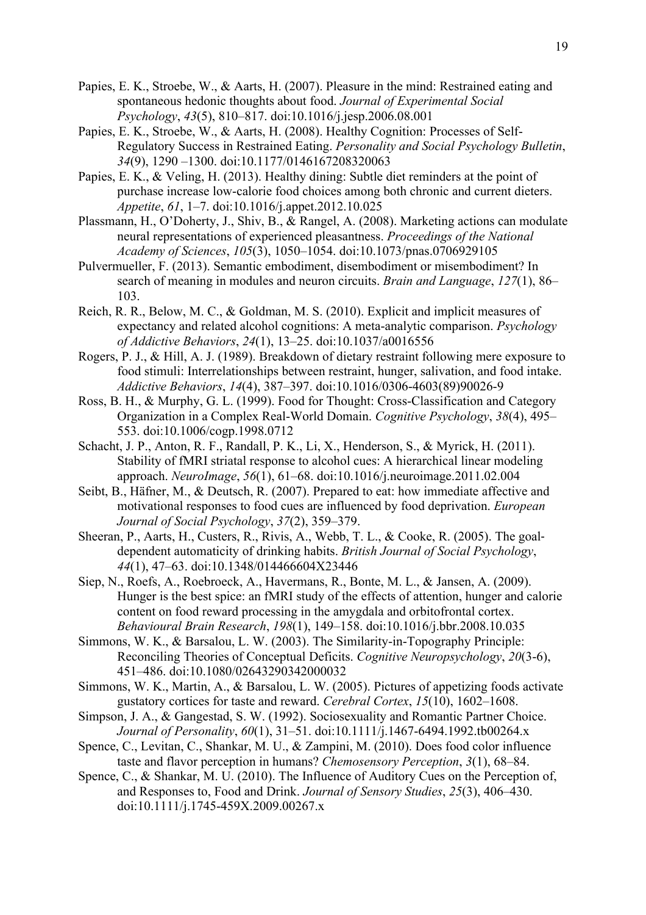Papies, E. K., Stroebe, W., & Aarts, H. (2007). Pleasure in the mind: Restrained eating and spontaneous hedonic thoughts about food. *Journal of Experimental Social Psychology*, *43*(5), 810–817. doi:10.1016/j.jesp.2006.08.001

Papies, E. K., Stroebe, W., & Aarts, H. (2008). Healthy Cognition: Processes of Self-Regulatory Success in Restrained Eating. *Personality and Social Psychology Bulletin*, *34*(9), 1290 –1300. doi:10.1177/0146167208320063

Papies, E. K., & Veling, H. (2013). Healthy dining: Subtle diet reminders at the point of purchase increase low-calorie food choices among both chronic and current dieters. *Appetite*, *61*, 1–7. doi:10.1016/j.appet.2012.10.025

Plassmann, H., O'Doherty, J., Shiv, B., & Rangel, A. (2008). Marketing actions can modulate neural representations of experienced pleasantness. *Proceedings of the National Academy of Sciences*, *105*(3), 1050–1054. doi:10.1073/pnas.0706929105

Pulvermueller, F. (2013). Semantic embodiment, disembodiment or misembodiment? In search of meaning in modules and neuron circuits. *Brain and Language*, *127*(1), 86–103.

Reich, R. R., Below, M. C., & Goldman, M. S. (2010). Explicit and implicit measures of expectancy and related alcohol cognitions: A meta-analytic comparison. *Psychology of Addictive Behaviors*, *24*(1), 13–25. doi:10.1037/a0016556

Rogers, P. J., & Hill, A. J. (1989). Breakdown of dietary restraint following mere exposure to food stimuli: Interrelationships between restraint, hunger, salivation, and food intake. *Addictive Behaviors*, *14*(4), 387–397. doi:10.1016/0306-4603(89)90026-9

Ross, B. H., & Murphy, G. L. (1999). Food for Thought: Cross-Classification and Category Organization in a Complex Real-World Domain. *Cognitive Psychology*, *38*(4), 495–553. doi:10.1006/cogp.1998.0712

Schacht, J. P., Anton, R. F., Randall, P. K., Li, X., Henderson, S., & Myrick, H. (2011). Stability of fMRI striatal response to alcohol cues: A hierarchical linear modeling approach. *NeuroImage*, *56*(1), 61–68. doi:10.1016/j.neuroimage.2011.02.004

Seibt, B., Häfner, M., & Deutsch, R. (2007). Prepared to eat: how immediate affective and motivational responses to food cues are influenced by food deprivation. *European Journal of Social Psychology*, *37*(2), 359–379.

Sheeran, P., Aarts, H., Custers, R., Rivis, A., Webb, T. L., & Cooke, R. (2005). The goal-dependent automaticity of drinking habits. *British Journal of Social Psychology*, *44*(1), 47–63. doi:10.1348/014466604X23446

Siep, N., Roefs, A., Roebroeck, A., Havermans, R., Bonte, M. L., & Jansen, A. (2009). Hunger is the best spice: an fMRI study of the effects of attention, hunger and calorie content on food reward processing in the amygdala and orbitofrontal cortex. *Behavioural Brain Research*, *198*(1), 149–158. doi:10.1016/j.bbr.2008.10.035

Simmons, W. K., & Barsalou, L. W. (2003). The Similarity-in-Topography Principle: Reconciling Theories of Conceptual Deficits. *Cognitive Neuropsychology*, *20*(3-6), 451–486. doi:10.1080/02643290342000032

Simmons, W. K., Martin, A., & Barsalou, L. W. (2005). Pictures of appetizing foods activate gustatory cortices for taste and reward. *Cerebral Cortex*, *15*(10), 1602–1608.

Simpson, J. A., & Gangestad, S. W. (1992). Sociosexuality and Romantic Partner Choice. *Journal of Personality*, *60*(1), 31–51. doi:10.1111/j.1467-6494.1992.tb00264.x

Spence, C., Levitan, C., Shankar, M. U., & Zampini, M. (2010). Does food color influence taste and flavor perception in humans? *Chemosensory Perception*, *3*(1), 68–84.

Spence, C., & Shankar, M. U. (2010). The Influence of Auditory Cues on the Perception of, and Responses to, Food and Drink. *Journal of Sensory Studies*, *25*(3), 406–430. doi:10.1111/j.1745-459X.2009.00267.x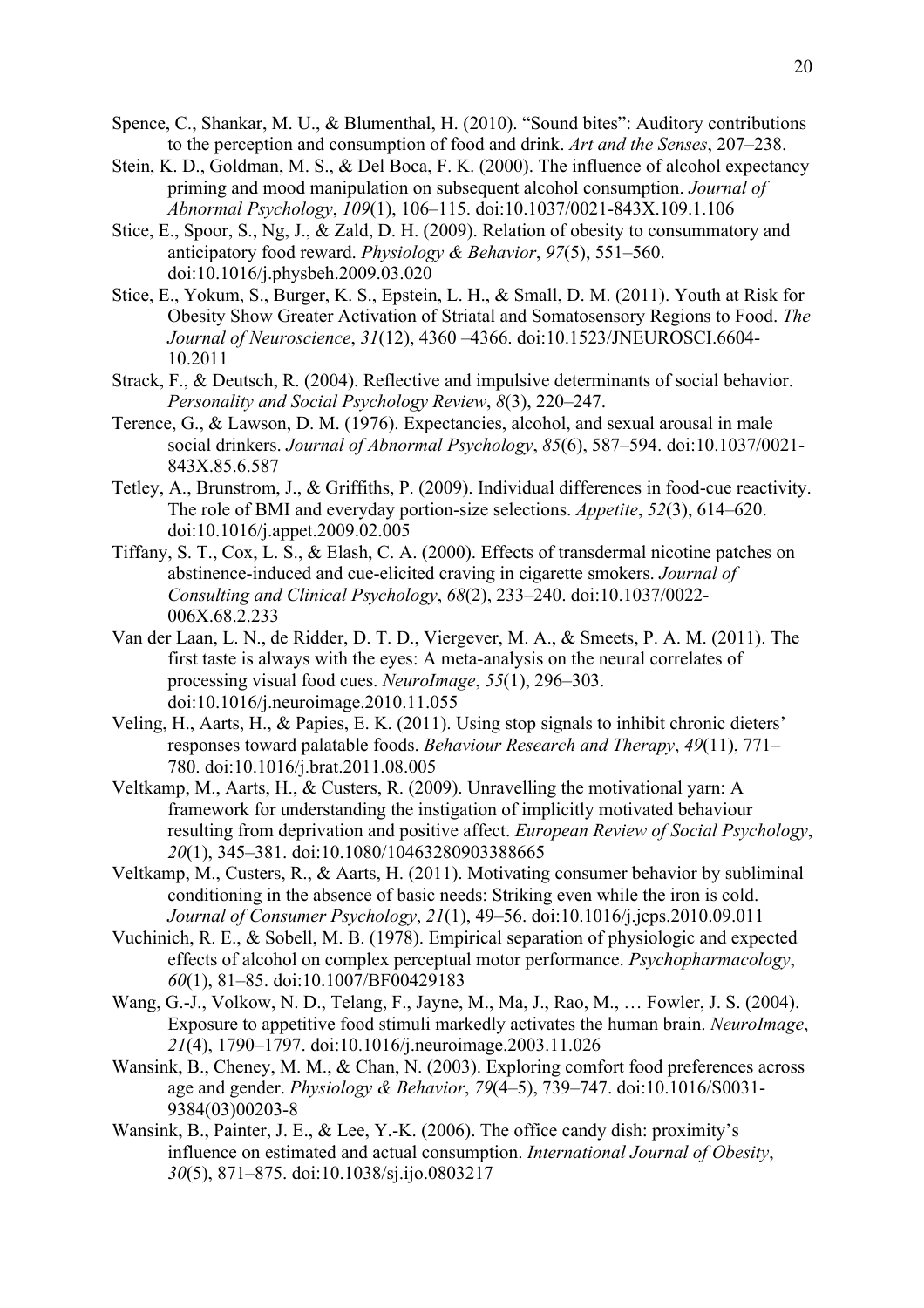Spence, C., Shankar, M. U., & Blumenthal, H. (2010). "Sound bites": Auditory contributions to the perception and consumption of food and drink. *Art and the Senses*, 207–238.

Stein, K. D., Goldman, M. S., & Del Boca, F. K. (2000). The influence of alcohol expectancy priming and mood manipulation on subsequent alcohol consumption. *Journal of Abnormal Psychology*, *109*(1), 106–115. doi:10.1037/0021-843X.109.1.106

Stice, E., Spoor, S., Ng, J., & Zald, D. H. (2009). Relation of obesity to consummatory and anticipatory food reward. *Physiology & Behavior*, *97*(5), 551–560. doi:10.1016/j.physbeh.2009.03.020

Stice, E., Yokum, S., Burger, K. S., Epstein, L. H., & Small, D. M. (2011). Youth at Risk for Obesity Show Greater Activation of Striatal and Somatosensory Regions to Food. *The Journal of Neuroscience*, *31*(12), 4360 –4366. doi:10.1523/JNEUROSCI.6604-10.2011

Strack, F., & Deutsch, R. (2004). Reflective and impulsive determinants of social behavior. *Personality and Social Psychology Review*, *8*(3), 220–247.

Terence, G., & Lawson, D. M. (1976). Expectancies, alcohol, and sexual arousal in male social drinkers. *Journal of Abnormal Psychology*, *85*(6), 587–594. doi:10.1037/0021-843X.85.6.587

Tetley, A., Brunstrom, J., & Griffiths, P. (2009). Individual differences in food-cue reactivity. The role of BMI and everyday portion-size selections. *Appetite*, *52*(3), 614–620. doi:10.1016/j.appet.2009.02.005

Tiffany, S. T., Cox, L. S., & Elash, C. A. (2000). Effects of transdermal nicotine patches on abstinence-induced and cue-elicited craving in cigarette smokers. *Journal of Consulting and Clinical Psychology*, *68*(2), 233–240. doi:10.1037/0022-006X.68.2.233

Van der Laan, L. N., de Ridder, D. T. D., Viergever, M. A., & Smeets, P. A. M. (2011). The first taste is always with the eyes: A meta-analysis on the neural correlates of processing visual food cues. *NeuroImage*, *55*(1), 296–303. doi:10.1016/j.neuroimage.2010.11.055

Veling, H., Aarts, H., & Papies, E. K. (2011). Using stop signals to inhibit chronic dieters' responses toward palatable foods. *Behaviour Research and Therapy*, *49*(11), 771–780. doi:10.1016/j.brat.2011.08.005

Veltkamp, M., Aarts, H., & Custers, R. (2009). Unravelling the motivational yarn: A framework for understanding the instigation of implicitly motivated behaviour resulting from deprivation and positive affect. *European Review of Social Psychology*, *20*(1), 345–381. doi:10.1080/10463280903388665

Veltkamp, M., Custers, R., & Aarts, H. (2011). Motivating consumer behavior by subliminal conditioning in the absence of basic needs: Striking even while the iron is cold. *Journal of Consumer Psychology*, *21*(1), 49–56. doi:10.1016/j.jcps.2010.09.011

Vuchinich, R. E., & Sobell, M. B. (1978). Empirical separation of physiologic and expected effects of alcohol on complex perceptual motor performance. *Psychopharmacology*, *60*(1), 81–85. doi:10.1007/BF00429183

Wang, G.-J., Volkow, N. D., Telang, F., Jayne, M., Ma, J., Rao, M., … Fowler, J. S. (2004). Exposure to appetitive food stimuli markedly activates the human brain. *NeuroImage*, *21*(4), 1790–1797. doi:10.1016/j.neuroimage.2003.11.026

Wansink, B., Cheney, M. M., & Chan, N. (2003). Exploring comfort food preferences across age and gender. *Physiology & Behavior*, *79*(4–5), 739–747. doi:10.1016/S0031-9384(03)00203-8

Wansink, B., Painter, J. E., & Lee, Y.-K. (2006). The office candy dish: proximity's influence on estimated and actual consumption. *International Journal of Obesity*, *30*(5), 871–875. doi:10.1038/sj.ijo.0803217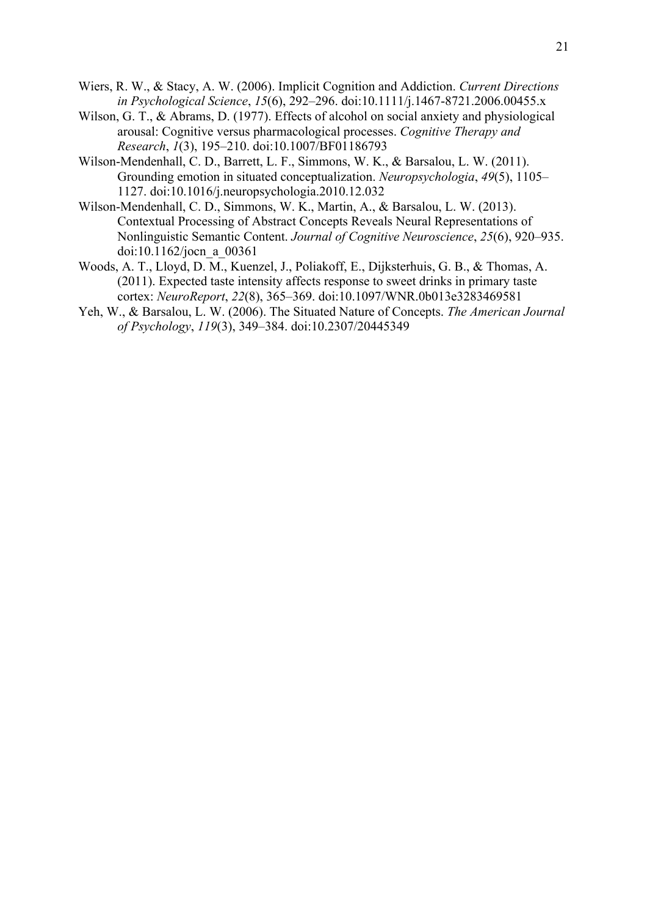Wiers, R. W., & Stacy, A. W. (2006). Implicit Cognition and Addiction. *Current Directions in Psychological Science*, *15*(6), 292–296. doi:10.1111/j.1467-8721.2006.00455.x

Wilson, G. T., & Abrams, D. (1977). Effects of alcohol on social anxiety and physiological arousal: Cognitive versus pharmacological processes. *Cognitive Therapy and Research*, *1*(3), 195–210. doi:10.1007/BF01186793

Wilson-Mendenhall, C. D., Barrett, L. F., Simmons, W. K., & Barsalou, L. W. (2011). Grounding emotion in situated conceptualization. *Neuropsychologia*, *49*(5), 1105–1127. doi:10.1016/j.neuropsychologia.2010.12.032

Wilson-Mendenhall, C. D., Simmons, W. K., Martin, A., & Barsalou, L. W. (2013). Contextual Processing of Abstract Concepts Reveals Neural Representations of Nonlinguistic Semantic Content. *Journal of Cognitive Neuroscience*, *25*(6), 920–935. doi:10.1162/jocn_a_00361

Woods, A. T., Lloyd, D. M., Kuenzel, J., Poliakoff, E., Dijksterhuis, G. B., & Thomas, A. (2011). Expected taste intensity affects response to sweet drinks in primary taste cortex: *NeuroReport*, *22*(8), 365–369. doi:10.1097/WNR.0b013e3283469581

Yeh, W., & Barsalou, L. W. (2006). The Situated Nature of Concepts. *The American Journal of Psychology*, *119*(3), 349–384. doi:10.2307/20445349